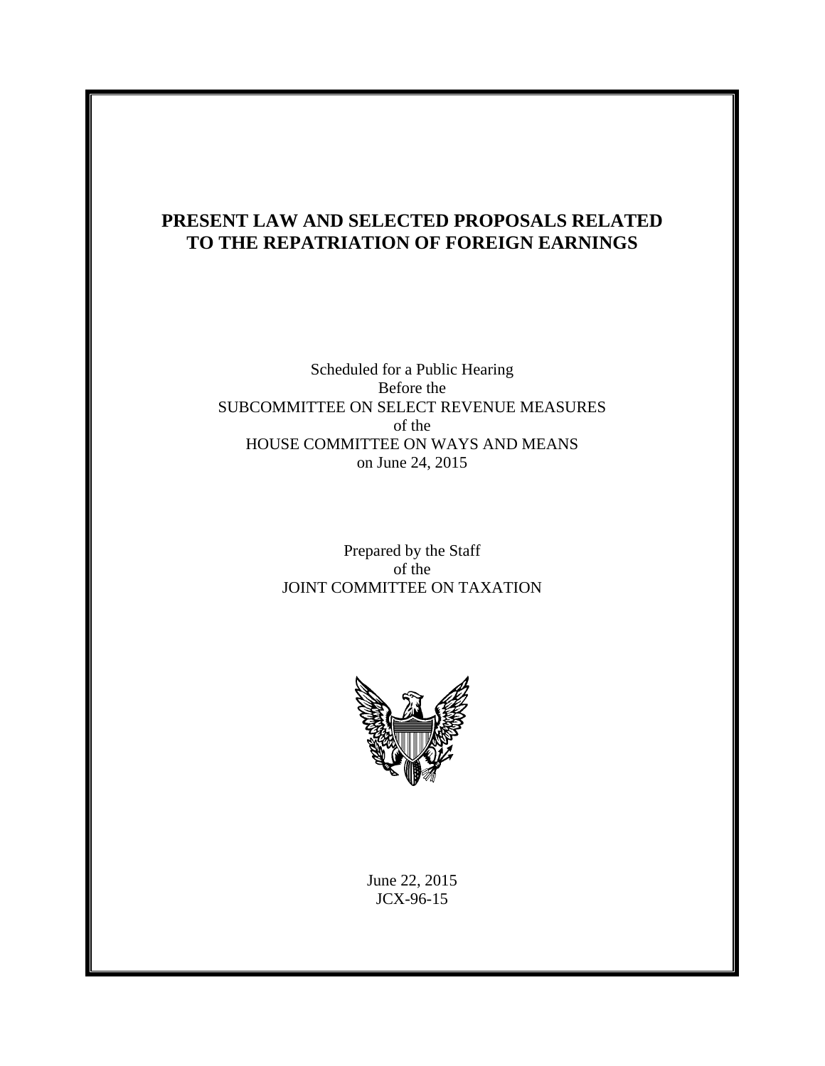# PRESENT LAW AND SELECTED PROPOSALS RELATED TO THE REPATRIATION OF FOREIGN EARNINGS

Scheduled for a Public Hearing
Before the
SUBCOMMITTEE ON SELECT REVENUE MEASURES
of the
HOUSE COMMITTEE ON WAYS AND MEANS
on June 24, 2015

Prepared by the Staff
of the
JOINT COMMITTEE ON TAXATION

June 22, 2015
JCX-96-15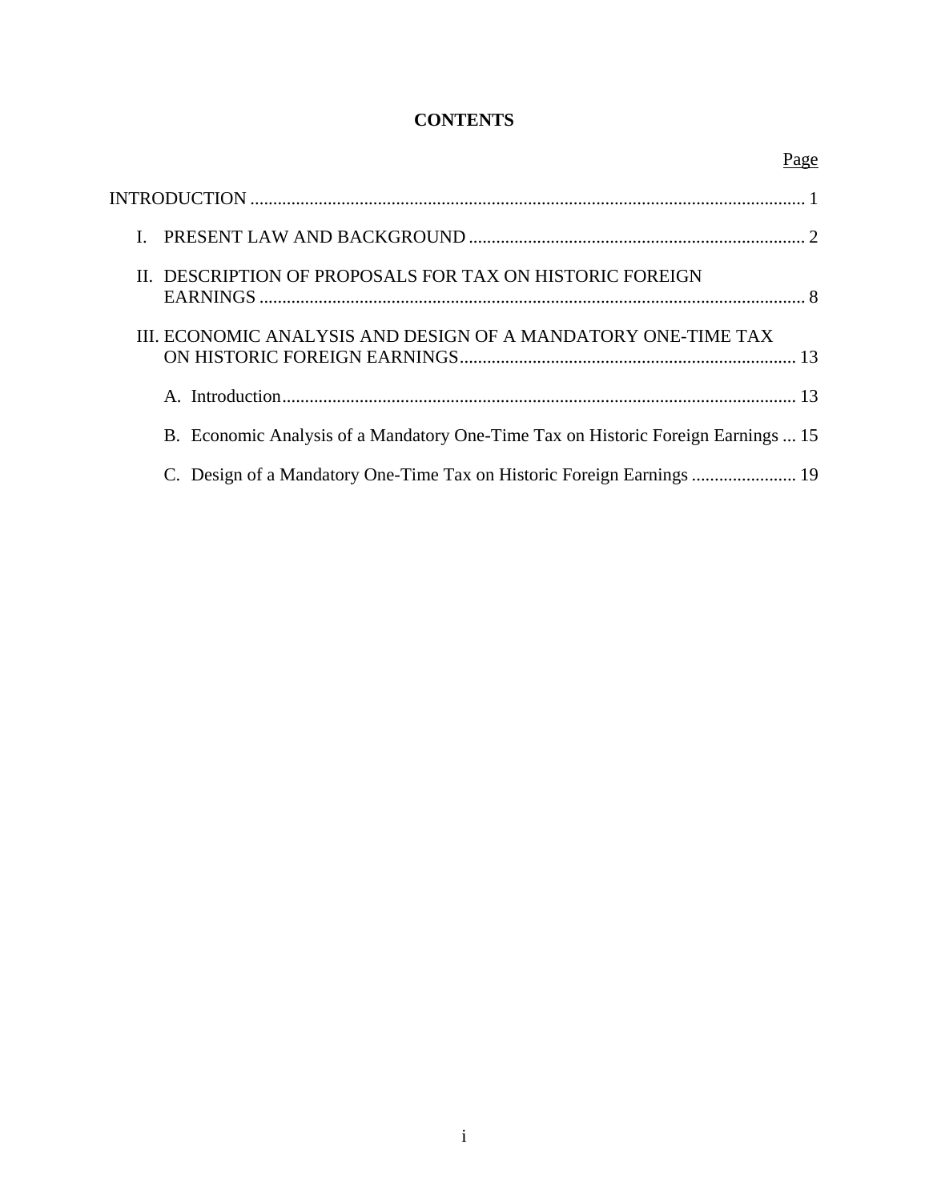# CONTENTS

| | Page |
|---|---|
| INTRODUCTION | 1 |
| I. PRESENT LAW AND BACKGROUND | 2 |
| II. DESCRIPTION OF PROPOSALS FOR TAX ON HISTORIC FOREIGN EARNINGS | 8 |
| III. ECONOMIC ANALYSIS AND DESIGN OF A MANDATORY ONE-TIME TAX ON HISTORIC FOREIGN EARNINGS | 13 |
| A. Introduction | 13 |
| B. Economic Analysis of a Mandatory One-Time Tax on Historic Foreign Earnings | 15 |
| C. Design of a Mandatory One-Time Tax on Historic Foreign Earnings | 19 |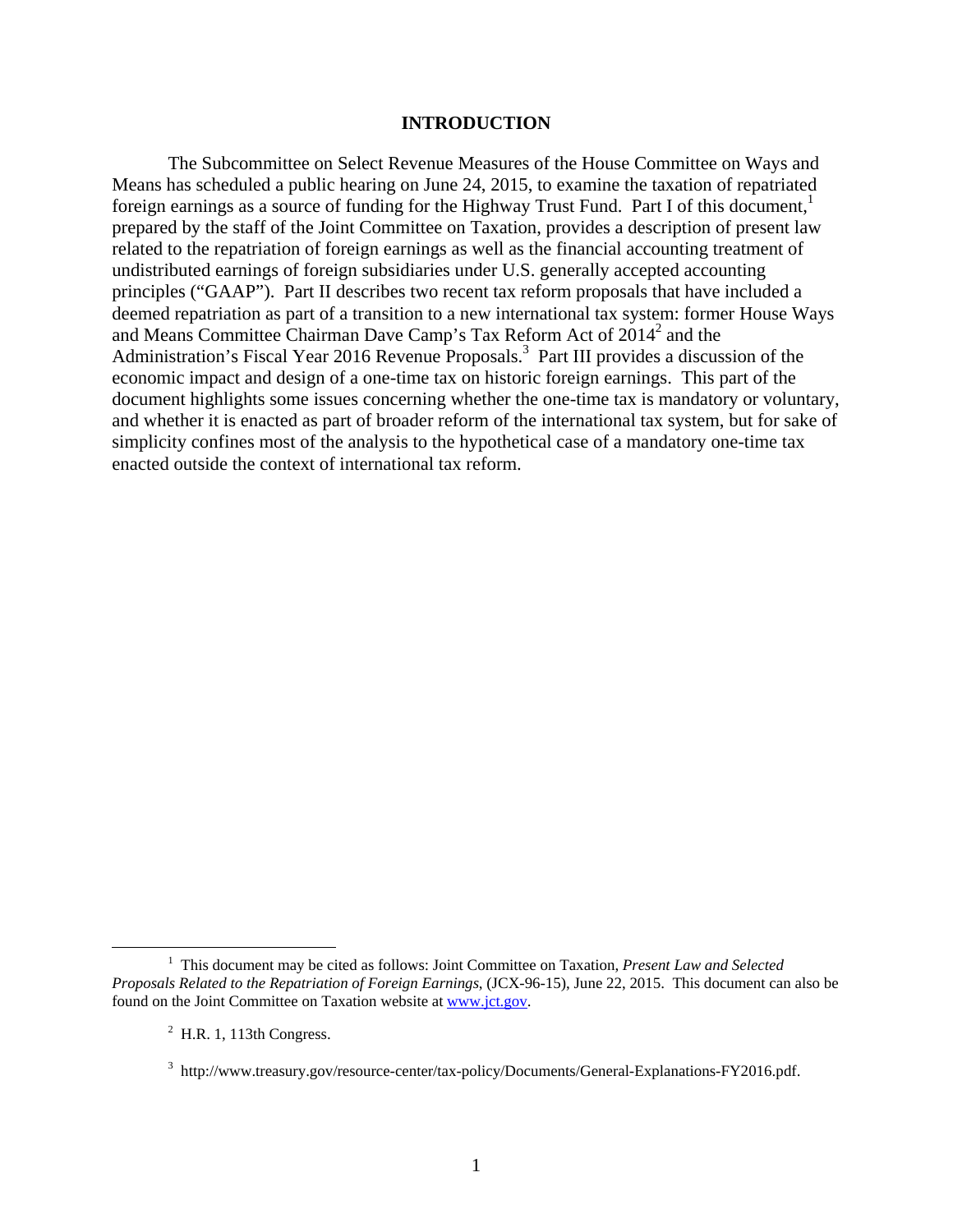# INTRODUCTION

The Subcommittee on Select Revenue Measures of the House Committee on Ways and Means has scheduled a public hearing on June 24, 2015, to examine the taxation of repatriated foreign earnings as a source of funding for the Highway Trust Fund. Part I of this document,[1] prepared by the staff of the Joint Committee on Taxation, provides a description of present law related to the repatriation of foreign earnings as well as the financial accounting treatment of undistributed earnings of foreign subsidiaries under U.S. generally accepted accounting principles ("GAAP"). Part II describes two recent tax reform proposals that have included a deemed repatriation as part of a transition to a new international tax system: former House Ways and Means Committee Chairman Dave Camp's Tax Reform Act of 2014[2] and the Administration's Fiscal Year 2016 Revenue Proposals.[3] Part III provides a discussion of the economic impact and design of a one-time tax on historic foreign earnings. This part of the document highlights some issues concerning whether the one-time tax is mandatory or voluntary, and whether it is enacted as part of broader reform of the international tax system, but for sake of simplicity confines most of the analysis to the hypothetical case of a mandatory one-time tax enacted outside the context of international tax reform.

---

[1] This document may be cited as follows: Joint Committee on Taxation, *Present Law and Selected Proposals Related to the Repatriation of Foreign Earnings*, (JCX-96-15), June 22, 2015. This document can also be found on the Joint Committee on Taxation website at www.jct.gov.

[2] H.R. 1, 113th Congress.

[3] http://www.treasury.gov/resource-center/tax-policy/Documents/General-Explanations-FY2016.pdf.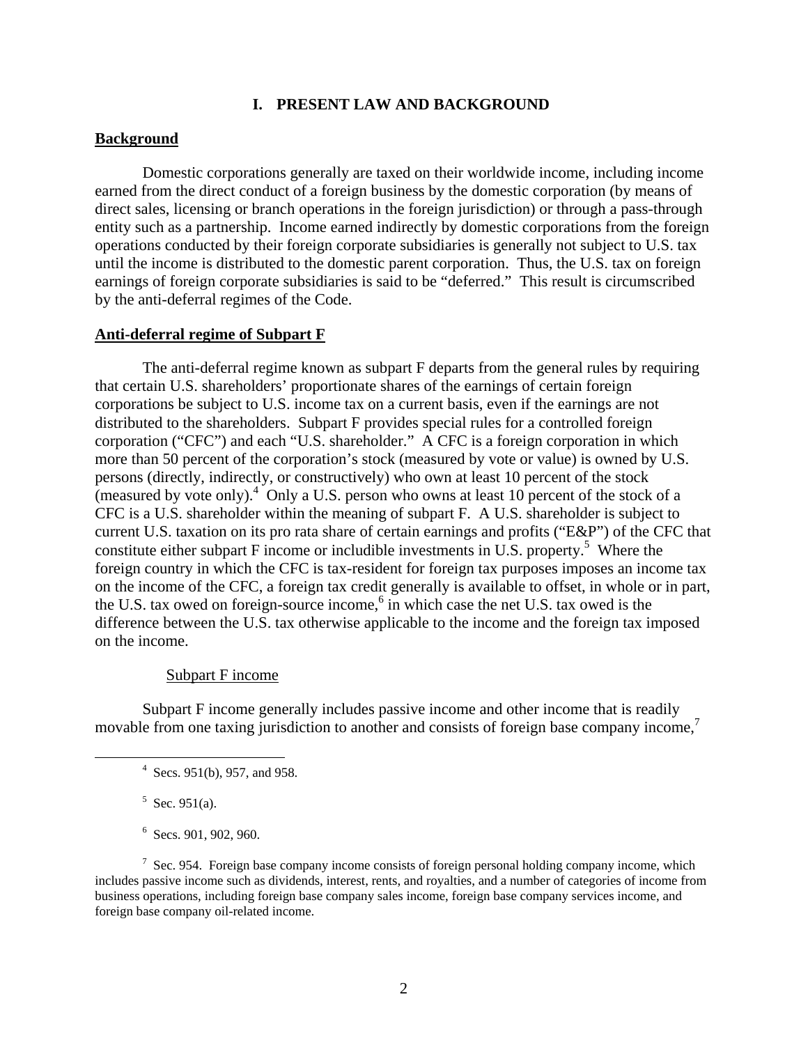## I. PRESENT LAW AND BACKGROUND

### Background

Domestic corporations generally are taxed on their worldwide income, including income earned from the direct conduct of a foreign business by the domestic corporation (by means of direct sales, licensing or branch operations in the foreign jurisdiction) or through a pass-through entity such as a partnership. Income earned indirectly by domestic corporations from the foreign operations conducted by their foreign corporate subsidiaries is generally not subject to U.S. tax until the income is distributed to the domestic parent corporation. Thus, the U.S. tax on foreign earnings of foreign corporate subsidiaries is said to be "deferred." This result is circumscribed by the anti-deferral regimes of the Code.

### Anti-deferral regime of Subpart F

The anti-deferral regime known as subpart F departs from the general rules by requiring that certain U.S. shareholders' proportionate shares of the earnings of certain foreign corporations be subject to U.S. income tax on a current basis, even if the earnings are not distributed to the shareholders. Subpart F provides special rules for a controlled foreign corporation ("CFC") and each "U.S. shareholder." A CFC is a foreign corporation in which more than 50 percent of the corporation's stock (measured by vote or value) is owned by U.S. persons (directly, indirectly, or constructively) who own at least 10 percent of the stock (measured by vote only).[4] Only a U.S. person who owns at least 10 percent of the stock of a CFC is a U.S. shareholder within the meaning of subpart F. A U.S. shareholder is subject to current U.S. taxation on its pro rata share of certain earnings and profits ("E&P") of the CFC that constitute either subpart F income or includible investments in U.S. property.[5] Where the foreign country in which the CFC is tax-resident for foreign tax purposes imposes an income tax on the income of the CFC, a foreign tax credit generally is available to offset, in whole or in part, the U.S. tax owed on foreign-source income,[6] in which case the net U.S. tax owed is the difference between the U.S. tax otherwise applicable to the income and the foreign tax imposed on the income.

#### Subpart F income

Subpart F income generally includes passive income and other income that is readily movable from one taxing jurisdiction to another and consists of foreign base company income,[7]

---

[4] Secs. 951(b), 957, and 958.

[5] Sec. 951(a).

[6] Secs. 901, 902, 960.

[7] Sec. 954. Foreign base company income consists of foreign personal holding company income, which includes passive income such as dividends, interest, rents, and royalties, and a number of categories of income from business operations, including foreign base company sales income, foreign base company services income, and foreign base company oil-related income.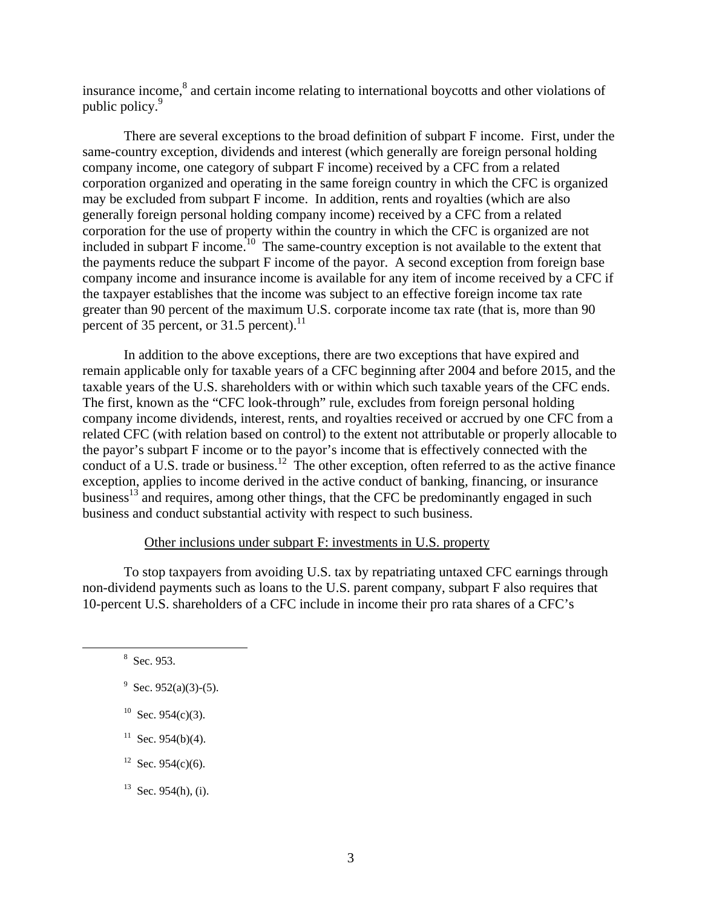insurance income,[8] and certain income relating to international boycotts and other violations of public policy.[9]

There are several exceptions to the broad definition of subpart F income. First, under the same-country exception, dividends and interest (which generally are foreign personal holding company income, one category of subpart F income) received by a CFC from a related corporation organized and operating in the same foreign country in which the CFC is organized may be excluded from subpart F income. In addition, rents and royalties (which are also generally foreign personal holding company income) received by a CFC from a related corporation for the use of property within the country in which the CFC is organized are not included in subpart F income.[10] The same-country exception is not available to the extent that the payments reduce the subpart F income of the payor. A second exception from foreign base company income and insurance income is available for any item of income received by a CFC if the taxpayer establishes that the income was subject to an effective foreign income tax rate greater than 90 percent of the maximum U.S. corporate income tax rate (that is, more than 90 percent of 35 percent, or 31.5 percent).[11]

In addition to the above exceptions, there are two exceptions that have expired and remain applicable only for taxable years of a CFC beginning after 2004 and before 2015, and the taxable years of the U.S. shareholders with or within which such taxable years of the CFC ends. The first, known as the "CFC look-through" rule, excludes from foreign personal holding company income dividends, interest, rents, and royalties received or accrued by one CFC from a related CFC (with relation based on control) to the extent not attributable or properly allocable to the payor's subpart F income or to the payor's income that is effectively connected with the conduct of a U.S. trade or business.[12] The other exception, often referred to as the active finance exception, applies to income derived in the active conduct of banking, financing, or insurance business[13] and requires, among other things, that the CFC be predominantly engaged in such business and conduct substantial activity with respect to such business.

Other inclusions under subpart F: investments in U.S. property

To stop taxpayers from avoiding U.S. tax by repatriating untaxed CFC earnings through non-dividend payments such as loans to the U.S. parent company, subpart F also requires that 10-percent U.S. shareholders of a CFC include in income their pro rata shares of a CFC's

---

[8] Sec. 953.

[9] Sec. 952(a)(3)-(5).

[10] Sec. 954(c)(3).

[11] Sec. 954(b)(4).

[12] Sec. 954(c)(6).

[13] Sec. 954(h), (i).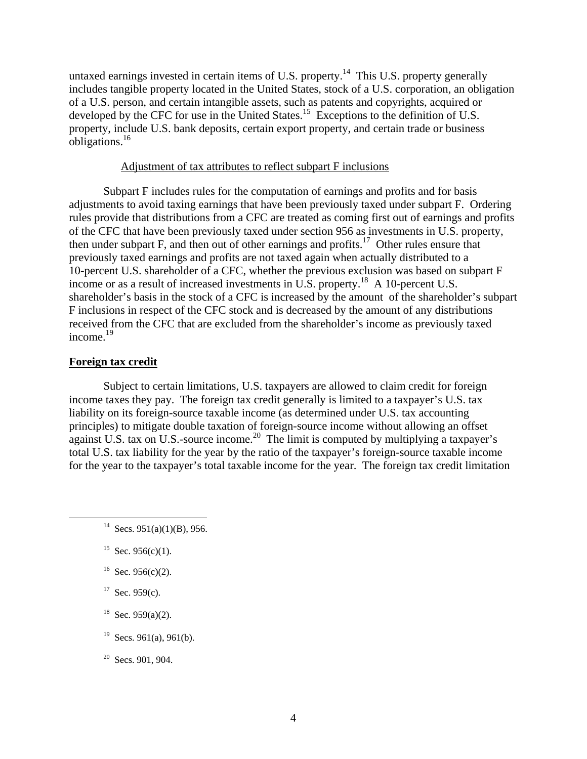untaxed earnings invested in certain items of U.S. property.[14] This U.S. property generally includes tangible property located in the United States, stock of a U.S. corporation, an obligation of a U.S. person, and certain intangible assets, such as patents and copyrights, acquired or developed by the CFC for use in the United States.[15] Exceptions to the definition of U.S. property, include U.S. bank deposits, certain export property, and certain trade or business obligations.[16]

Adjustment of tax attributes to reflect subpart F inclusions

Subpart F includes rules for the computation of earnings and profits and for basis adjustments to avoid taxing earnings that have been previously taxed under subpart F. Ordering rules provide that distributions from a CFC are treated as coming first out of earnings and profits of the CFC that have been previously taxed under section 956 as investments in U.S. property, then under subpart F, and then out of other earnings and profits.[17] Other rules ensure that previously taxed earnings and profits are not taxed again when actually distributed to a 10-percent U.S. shareholder of a CFC, whether the previous exclusion was based on subpart F income or as a result of increased investments in U.S. property.[18] A 10-percent U.S. shareholder's basis in the stock of a CFC is increased by the amount of the shareholder's subpart F inclusions in respect of the CFC stock and is decreased by the amount of any distributions received from the CFC that are excluded from the shareholder's income as previously taxed income.[19]

**Foreign tax credit**

Subject to certain limitations, U.S. taxpayers are allowed to claim credit for foreign income taxes they pay. The foreign tax credit generally is limited to a taxpayer's U.S. tax liability on its foreign-source taxable income (as determined under U.S. tax accounting principles) to mitigate double taxation of foreign-source income without allowing an offset against U.S. tax on U.S.-source income.[20] The limit is computed by multiplying a taxpayer's total U.S. tax liability for the year by the ratio of the taxpayer's foreign-source taxable income for the year to the taxpayer's total taxable income for the year. The foreign tax credit limitation

---

[14] Secs. 951(a)(1)(B), 956.

[15] Sec. 956(c)(1).

[16] Sec. 956(c)(2).

[17] Sec. 959(c).

[18] Sec. 959(a)(2).

[19] Secs. 961(a), 961(b).

[20] Secs. 901, 904.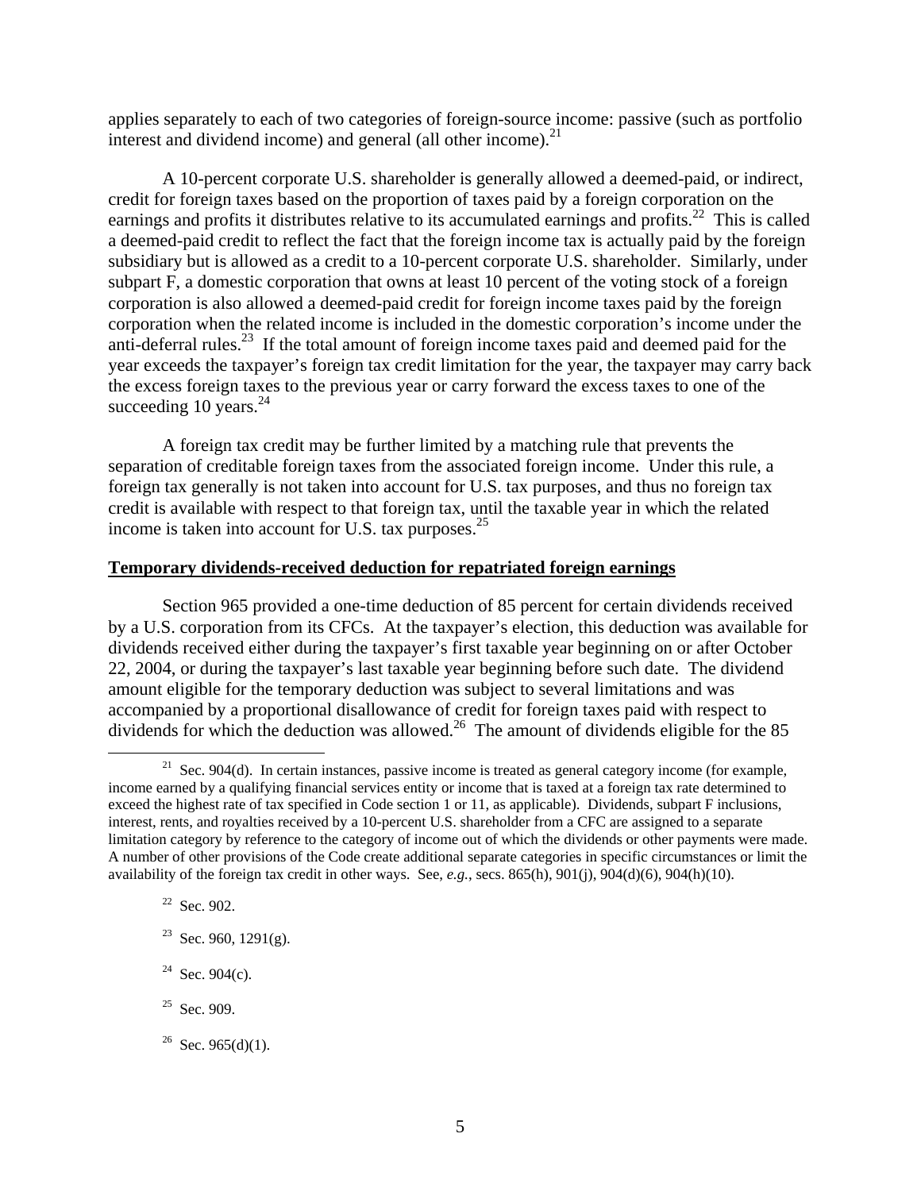applies separately to each of two categories of foreign-source income: passive (such as portfolio interest and dividend income) and general (all other income).[21]

A 10-percent corporate U.S. shareholder is generally allowed a deemed-paid, or indirect, credit for foreign taxes based on the proportion of taxes paid by a foreign corporation on the earnings and profits it distributes relative to its accumulated earnings and profits.[22] This is called a deemed-paid credit to reflect the fact that the foreign income tax is actually paid by the foreign subsidiary but is allowed as a credit to a 10-percent corporate U.S. shareholder. Similarly, under subpart F, a domestic corporation that owns at least 10 percent of the voting stock of a foreign corporation is also allowed a deemed-paid credit for foreign income taxes paid by the foreign corporation when the related income is included in the domestic corporation's income under the anti-deferral rules.[23] If the total amount of foreign income taxes paid and deemed paid for the year exceeds the taxpayer's foreign tax credit limitation for the year, the taxpayer may carry back the excess foreign taxes to the previous year or carry forward the excess taxes to one of the succeeding 10 years.[24]

A foreign tax credit may be further limited by a matching rule that prevents the separation of creditable foreign taxes from the associated foreign income. Under this rule, a foreign tax generally is not taken into account for U.S. tax purposes, and thus no foreign tax credit is available with respect to that foreign tax, until the taxable year in which the related income is taken into account for U.S. tax purposes.[25]

**Temporary dividends-received deduction for repatriated foreign earnings**

Section 965 provided a one-time deduction of 85 percent for certain dividends received by a U.S. corporation from its CFCs. At the taxpayer's election, this deduction was available for dividends received either during the taxpayer's first taxable year beginning on or after October 22, 2004, or during the taxpayer's last taxable year beginning before such date. The dividend amount eligible for the temporary deduction was subject to several limitations and was accompanied by a proportional disallowance of credit for foreign taxes paid with respect to dividends for which the deduction was allowed.[26] The amount of dividends eligible for the 85

---

[21] Sec. 904(d). In certain instances, passive income is treated as general category income (for example, income earned by a qualifying financial services entity or income that is taxed at a foreign tax rate determined to exceed the highest rate of tax specified in Code section 1 or 11, as applicable). Dividends, subpart F inclusions, interest, rents, and royalties received by a 10-percent U.S. shareholder from a CFC are assigned to a separate limitation category by reference to the category of income out of which the dividends or other payments were made. A number of other provisions of the Code create additional separate categories in specific circumstances or limit the availability of the foreign tax credit in other ways. See, *e.g.*, secs. 865(h), 901(j), 904(d)(6), 904(h)(10).

[22] Sec. 902.

[23] Sec. 960, 1291(g).

[24] Sec. 904(c).

[25] Sec. 909.

[26] Sec. 965(d)(1).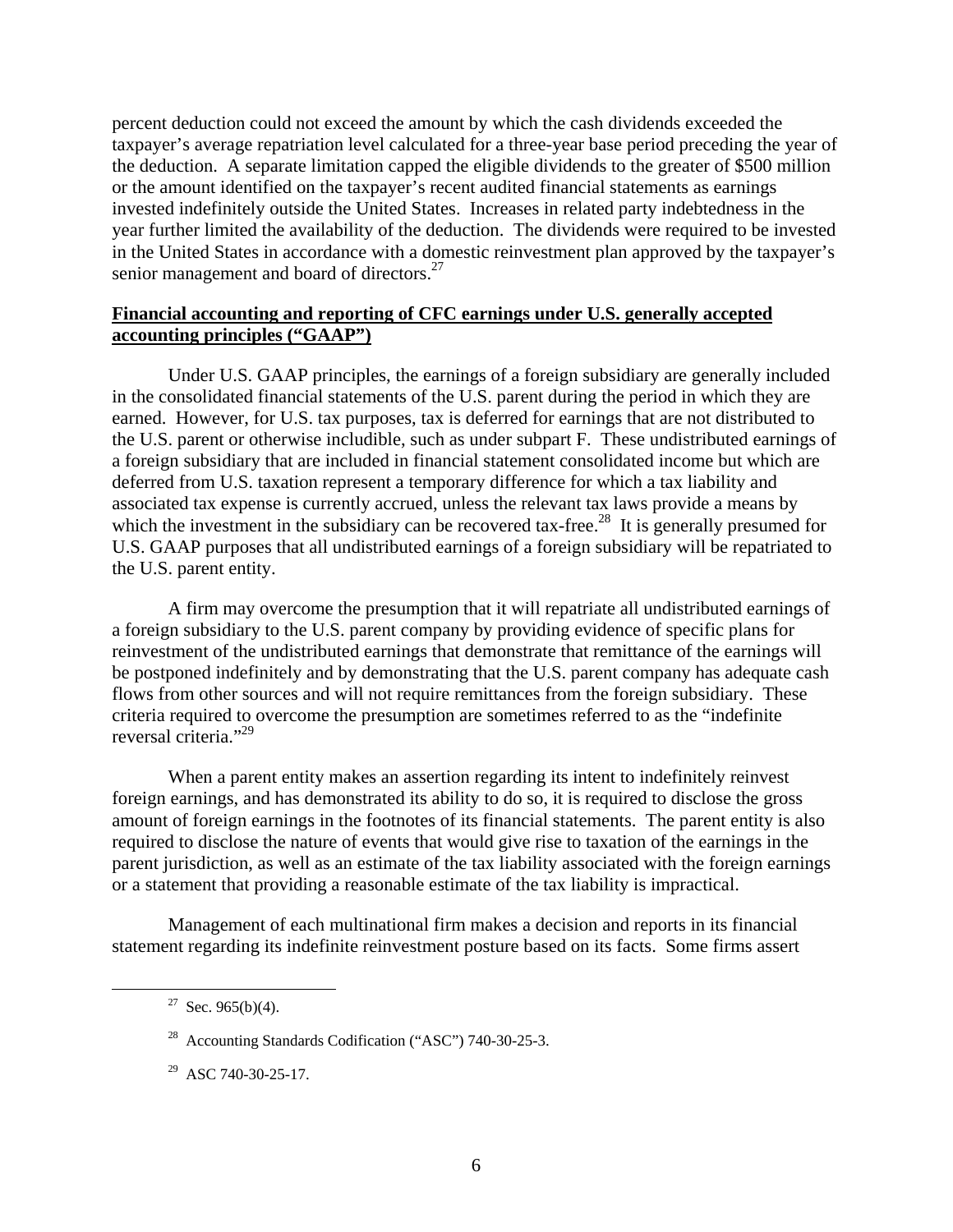percent deduction could not exceed the amount by which the cash dividends exceeded the taxpayer's average repatriation level calculated for a three-year base period preceding the year of the deduction. A separate limitation capped the eligible dividends to the greater of $500 million or the amount identified on the taxpayer's recent audited financial statements as earnings invested indefinitely outside the United States. Increases in related party indebtedness in the year further limited the availability of the deduction. The dividends were required to be invested in the United States in accordance with a domestic reinvestment plan approved by the taxpayer's senior management and board of directors.[27]

## Financial accounting and reporting of CFC earnings under U.S. generally accepted accounting principles ("GAAP")

Under U.S. GAAP principles, the earnings of a foreign subsidiary are generally included in the consolidated financial statements of the U.S. parent during the period in which they are earned. However, for U.S. tax purposes, tax is deferred for earnings that are not distributed to the U.S. parent or otherwise includible, such as under subpart F. These undistributed earnings of a foreign subsidiary that are included in financial statement consolidated income but which are deferred from U.S. taxation represent a temporary difference for which a tax liability and associated tax expense is currently accrued, unless the relevant tax laws provide a means by which the investment in the subsidiary can be recovered tax-free.[28] It is generally presumed for U.S. GAAP purposes that all undistributed earnings of a foreign subsidiary will be repatriated to the U.S. parent entity.

A firm may overcome the presumption that it will repatriate all undistributed earnings of a foreign subsidiary to the U.S. parent company by providing evidence of specific plans for reinvestment of the undistributed earnings that demonstrate that remittance of the earnings will be postponed indefinitely and by demonstrating that the U.S. parent company has adequate cash flows from other sources and will not require remittances from the foreign subsidiary. These criteria required to overcome the presumption are sometimes referred to as the "indefinite reversal criteria."[29]

When a parent entity makes an assertion regarding its intent to indefinitely reinvest foreign earnings, and has demonstrated its ability to do so, it is required to disclose the gross amount of foreign earnings in the footnotes of its financial statements. The parent entity is also required to disclose the nature of events that would give rise to taxation of the earnings in the parent jurisdiction, as well as an estimate of the tax liability associated with the foreign earnings or a statement that providing a reasonable estimate of the tax liability is impractical.

Management of each multinational firm makes a decision and reports in its financial statement regarding its indefinite reinvestment posture based on its facts. Some firms assert

[27] Sec. 965(b)(4).

[28] Accounting Standards Codification ("ASC") 740-30-25-3.

[29] ASC 740-30-25-17.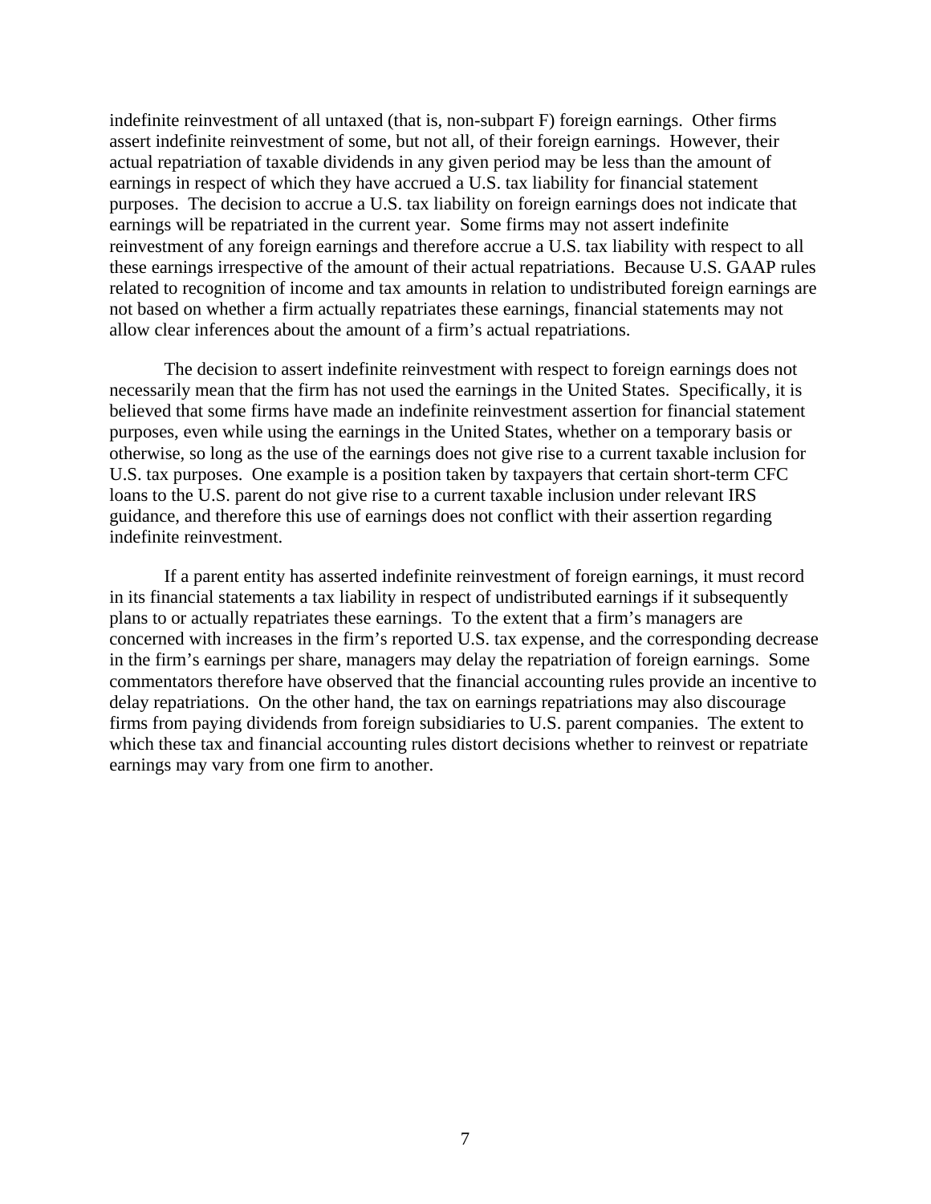indefinite reinvestment of all untaxed (that is, non-subpart F) foreign earnings. Other firms assert indefinite reinvestment of some, but not all, of their foreign earnings. However, their actual repatriation of taxable dividends in any given period may be less than the amount of earnings in respect of which they have accrued a U.S. tax liability for financial statement purposes. The decision to accrue a U.S. tax liability on foreign earnings does not indicate that earnings will be repatriated in the current year. Some firms may not assert indefinite reinvestment of any foreign earnings and therefore accrue a U.S. tax liability with respect to all these earnings irrespective of the amount of their actual repatriations. Because U.S. GAAP rules related to recognition of income and tax amounts in relation to undistributed foreign earnings are not based on whether a firm actually repatriates these earnings, financial statements may not allow clear inferences about the amount of a firm's actual repatriations.

The decision to assert indefinite reinvestment with respect to foreign earnings does not necessarily mean that the firm has not used the earnings in the United States. Specifically, it is believed that some firms have made an indefinite reinvestment assertion for financial statement purposes, even while using the earnings in the United States, whether on a temporary basis or otherwise, so long as the use of the earnings does not give rise to a current taxable inclusion for U.S. tax purposes. One example is a position taken by taxpayers that certain short-term CFC loans to the U.S. parent do not give rise to a current taxable inclusion under relevant IRS guidance, and therefore this use of earnings does not conflict with their assertion regarding indefinite reinvestment.

If a parent entity has asserted indefinite reinvestment of foreign earnings, it must record in its financial statements a tax liability in respect of undistributed earnings if it subsequently plans to or actually repatriates these earnings. To the extent that a firm's managers are concerned with increases in the firm's reported U.S. tax expense, and the corresponding decrease in the firm's earnings per share, managers may delay the repatriation of foreign earnings. Some commentators therefore have observed that the financial accounting rules provide an incentive to delay repatriations. On the other hand, the tax on earnings repatriations may also discourage firms from paying dividends from foreign subsidiaries to U.S. parent companies. The extent to which these tax and financial accounting rules distort decisions whether to reinvest or repatriate earnings may vary from one firm to another.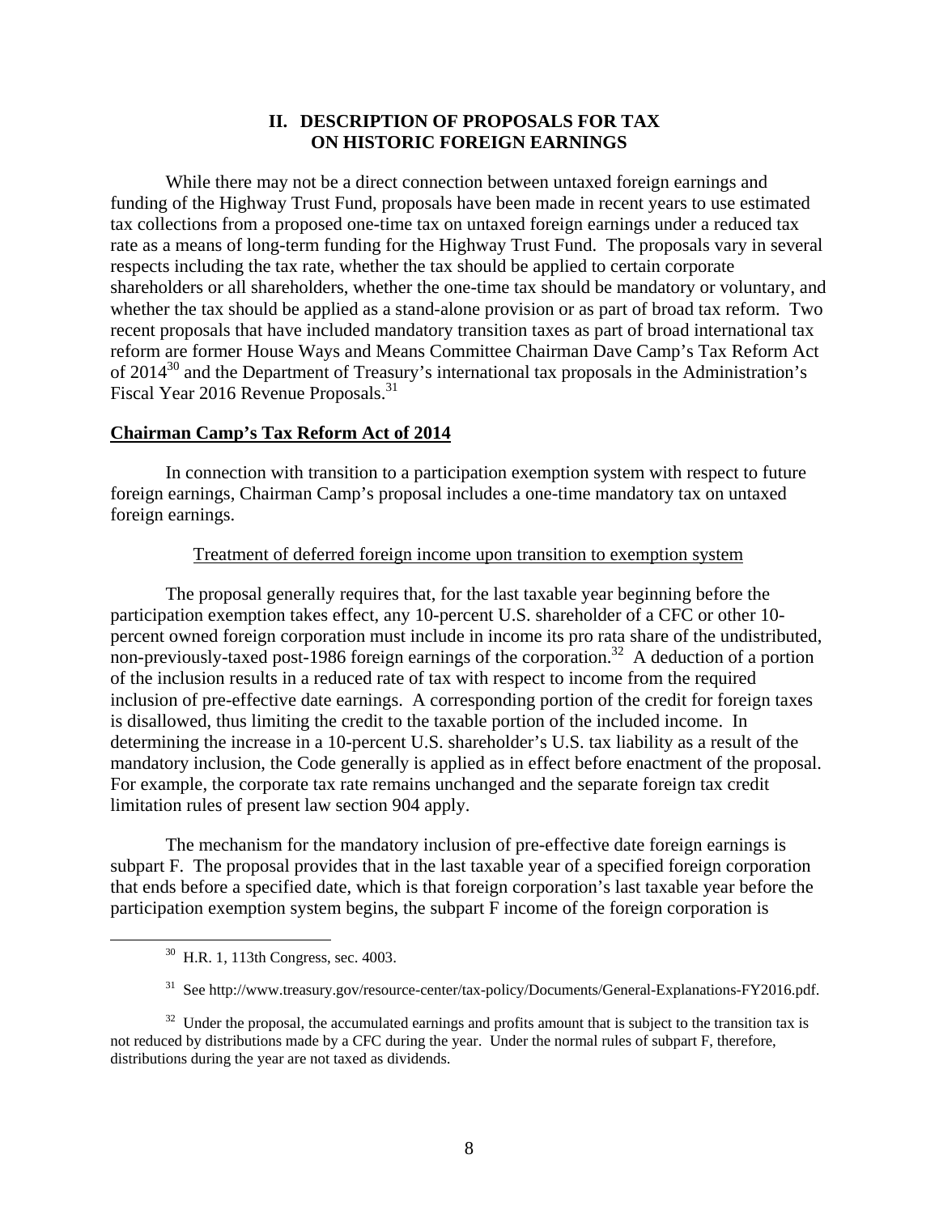## II. DESCRIPTION OF PROPOSALS FOR TAX ON HISTORIC FOREIGN EARNINGS

While there may not be a direct connection between untaxed foreign earnings and funding of the Highway Trust Fund, proposals have been made in recent years to use estimated tax collections from a proposed one-time tax on untaxed foreign earnings under a reduced tax rate as a means of long-term funding for the Highway Trust Fund. The proposals vary in several respects including the tax rate, whether the tax should be applied to certain corporate shareholders or all shareholders, whether the one-time tax should be mandatory or voluntary, and whether the tax should be applied as a stand-alone provision or as part of broad tax reform. Two recent proposals that have included mandatory transition taxes as part of broad international tax reform are former House Ways and Means Committee Chairman Dave Camp's Tax Reform Act of 2014[30] and the Department of Treasury's international tax proposals in the Administration's Fiscal Year 2016 Revenue Proposals.[31]

### Chairman Camp's Tax Reform Act of 2014

In connection with transition to a participation exemption system with respect to future foreign earnings, Chairman Camp's proposal includes a one-time mandatory tax on untaxed foreign earnings.

#### Treatment of deferred foreign income upon transition to exemption system

The proposal generally requires that, for the last taxable year beginning before the participation exemption takes effect, any 10-percent U.S. shareholder of a CFC or other 10-percent owned foreign corporation must include in income its pro rata share of the undistributed, non-previously-taxed post-1986 foreign earnings of the corporation.[32] A deduction of a portion of the inclusion results in a reduced rate of tax with respect to income from the required inclusion of pre-effective date earnings. A corresponding portion of the credit for foreign taxes is disallowed, thus limiting the credit to the taxable portion of the included income. In determining the increase in a 10-percent U.S. shareholder's U.S. tax liability as a result of the mandatory inclusion, the Code generally is applied as in effect before enactment of the proposal. For example, the corporate tax rate remains unchanged and the separate foreign tax credit limitation rules of present law section 904 apply.

The mechanism for the mandatory inclusion of pre-effective date foreign earnings is subpart F. The proposal provides that in the last taxable year of a specified foreign corporation that ends before a specified date, which is that foreign corporation's last taxable year before the participation exemption system begins, the subpart F income of the foreign corporation is

---

[30] H.R. 1, 113th Congress, sec. 4003.

[31] See http://www.treasury.gov/resource-center/tax-policy/Documents/General-Explanations-FY2016.pdf.

[32] Under the proposal, the accumulated earnings and profits amount that is subject to the transition tax is not reduced by distributions made by a CFC during the year. Under the normal rules of subpart F, therefore, distributions during the year are not taxed as dividends.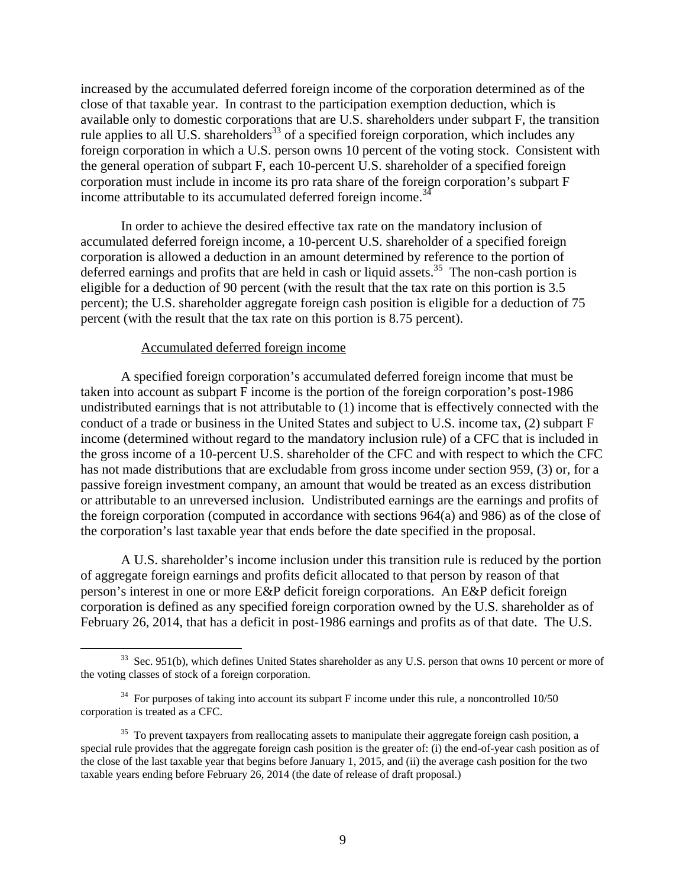increased by the accumulated deferred foreign income of the corporation determined as of the close of that taxable year. In contrast to the participation exemption deduction, which is available only to domestic corporations that are U.S. shareholders under subpart F, the transition rule applies to all U.S. shareholders[33] of a specified foreign corporation, which includes any foreign corporation in which a U.S. person owns 10 percent of the voting stock. Consistent with the general operation of subpart F, each 10-percent U.S. shareholder of a specified foreign corporation must include in income its pro rata share of the foreign corporation's subpart F income attributable to its accumulated deferred foreign income.[34]

In order to achieve the desired effective tax rate on the mandatory inclusion of accumulated deferred foreign income, a 10-percent U.S. shareholder of a specified foreign corporation is allowed a deduction in an amount determined by reference to the portion of deferred earnings and profits that are held in cash or liquid assets.[35] The non-cash portion is eligible for a deduction of 90 percent (with the result that the tax rate on this portion is 3.5 percent); the U.S. shareholder aggregate foreign cash position is eligible for a deduction of 75 percent (with the result that the tax rate on this portion is 8.75 percent).

Accumulated deferred foreign income

A specified foreign corporation's accumulated deferred foreign income that must be taken into account as subpart F income is the portion of the foreign corporation's post-1986 undistributed earnings that is not attributable to (1) income that is effectively connected with the conduct of a trade or business in the United States and subject to U.S. income tax, (2) subpart F income (determined without regard to the mandatory inclusion rule) of a CFC that is included in the gross income of a 10-percent U.S. shareholder of the CFC and with respect to which the CFC has not made distributions that are excludable from gross income under section 959, (3) or, for a passive foreign investment company, an amount that would be treated as an excess distribution or attributable to an unreversed inclusion. Undistributed earnings are the earnings and profits of the foreign corporation (computed in accordance with sections 964(a) and 986) as of the close of the corporation's last taxable year that ends before the date specified in the proposal.

A U.S. shareholder's income inclusion under this transition rule is reduced by the portion of aggregate foreign earnings and profits deficit allocated to that person by reason of that person's interest in one or more E&P deficit foreign corporations. An E&P deficit foreign corporation is defined as any specified foreign corporation owned by the U.S. shareholder as of February 26, 2014, that has a deficit in post-1986 earnings and profits as of that date. The U.S.

[33] Sec. 951(b), which defines United States shareholder as any U.S. person that owns 10 percent or more of the voting classes of stock of a foreign corporation.

[34] For purposes of taking into account its subpart F income under this rule, a noncontrolled 10/50 corporation is treated as a CFC.

[35] To prevent taxpayers from reallocating assets to manipulate their aggregate foreign cash position, a special rule provides that the aggregate foreign cash position is the greater of: (i) the end-of-year cash position as of the close of the last taxable year that begins before January 1, 2015, and (ii) the average cash position for the two taxable years ending before February 26, 2014 (the date of release of draft proposal.)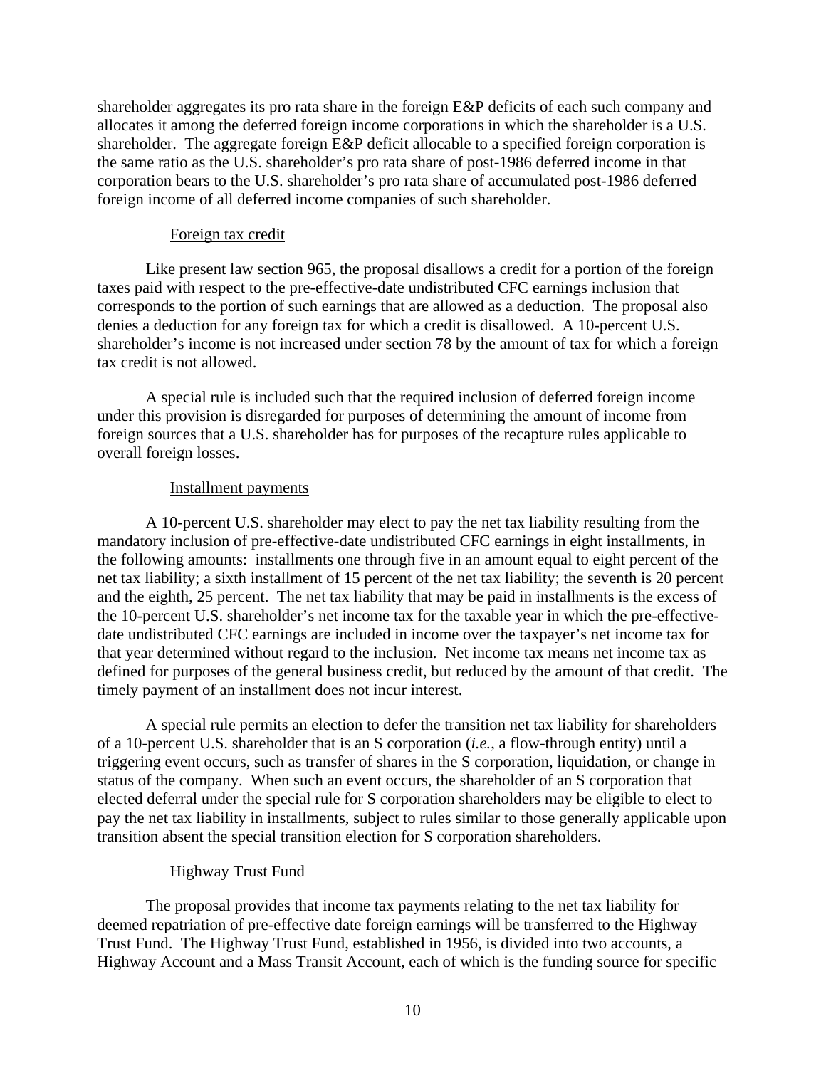shareholder aggregates its pro rata share in the foreign E&P deficits of each such company and allocates it among the deferred foreign income corporations in which the shareholder is a U.S. shareholder. The aggregate foreign E&P deficit allocable to a specified foreign corporation is the same ratio as the U.S. shareholder's pro rata share of post-1986 deferred income in that corporation bears to the U.S. shareholder's pro rata share of accumulated post-1986 deferred foreign income of all deferred income companies of such shareholder.

#### Foreign tax credit

Like present law section 965, the proposal disallows a credit for a portion of the foreign taxes paid with respect to the pre-effective-date undistributed CFC earnings inclusion that corresponds to the portion of such earnings that are allowed as a deduction. The proposal also denies a deduction for any foreign tax for which a credit is disallowed. A 10-percent U.S. shareholder's income is not increased under section 78 by the amount of tax for which a foreign tax credit is not allowed.

A special rule is included such that the required inclusion of deferred foreign income under this provision is disregarded for purposes of determining the amount of income from foreign sources that a U.S. shareholder has for purposes of the recapture rules applicable to overall foreign losses.

#### Installment payments

A 10-percent U.S. shareholder may elect to pay the net tax liability resulting from the mandatory inclusion of pre-effective-date undistributed CFC earnings in eight installments, in the following amounts: installments one through five in an amount equal to eight percent of the net tax liability; a sixth installment of 15 percent of the net tax liability; the seventh is 20 percent and the eighth, 25 percent. The net tax liability that may be paid in installments is the excess of the 10-percent U.S. shareholder's net income tax for the taxable year in which the pre-effective-date undistributed CFC earnings are included in income over the taxpayer's net income tax for that year determined without regard to the inclusion. Net income tax means net income tax as defined for purposes of the general business credit, but reduced by the amount of that credit. The timely payment of an installment does not incur interest.

A special rule permits an election to defer the transition net tax liability for shareholders of a 10-percent U.S. shareholder that is an S corporation (*i.e.*, a flow-through entity) until a triggering event occurs, such as transfer of shares in the S corporation, liquidation, or change in status of the company. When such an event occurs, the shareholder of an S corporation that elected deferral under the special rule for S corporation shareholders may be eligible to elect to pay the net tax liability in installments, subject to rules similar to those generally applicable upon transition absent the special transition election for S corporation shareholders.

#### Highway Trust Fund

The proposal provides that income tax payments relating to the net tax liability for deemed repatriation of pre-effective date foreign earnings will be transferred to the Highway Trust Fund. The Highway Trust Fund, established in 1956, is divided into two accounts, a Highway Account and a Mass Transit Account, each of which is the funding source for specific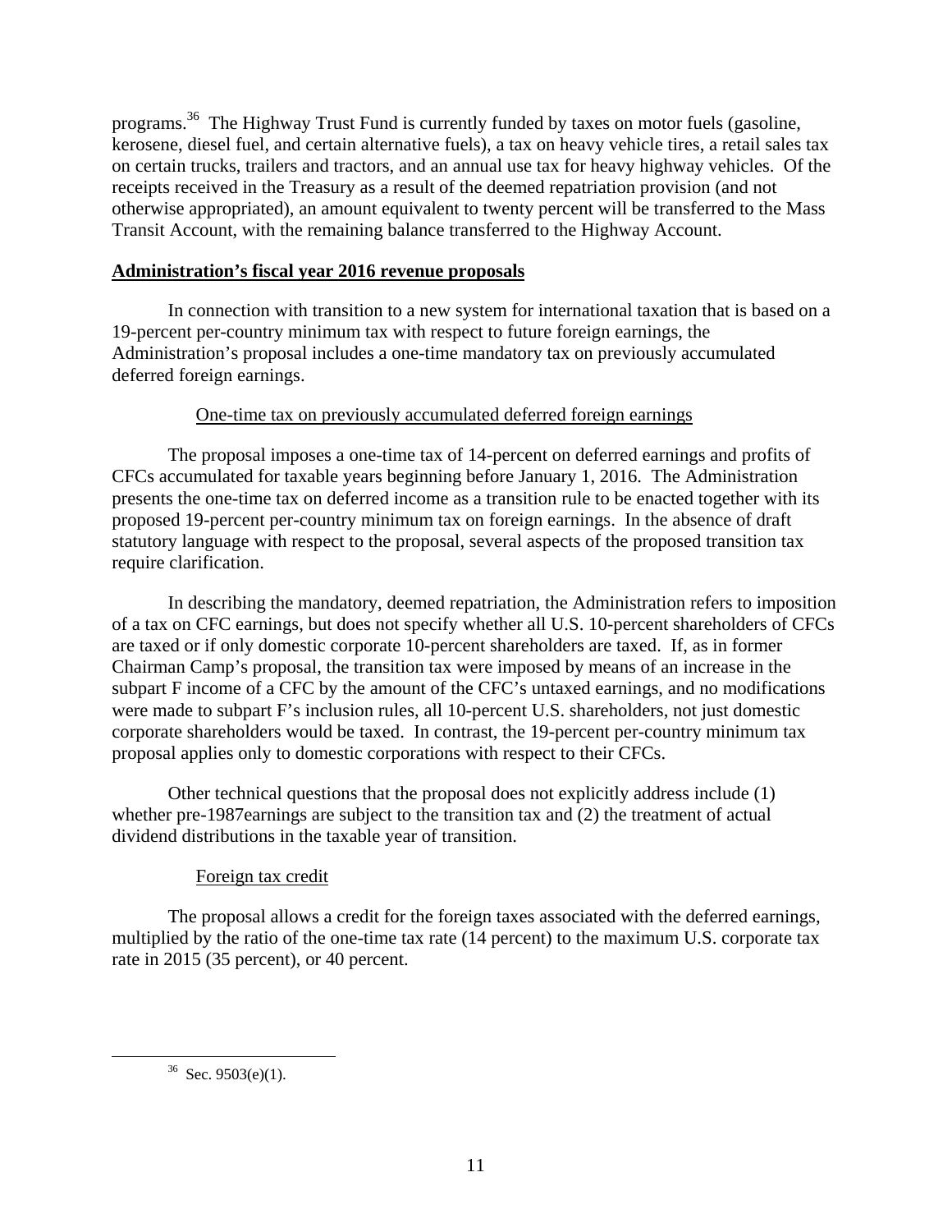programs.[36] The Highway Trust Fund is currently funded by taxes on motor fuels (gasoline, kerosene, diesel fuel, and certain alternative fuels), a tax on heavy vehicle tires, a retail sales tax on certain trucks, trailers and tractors, and an annual use tax for heavy highway vehicles. Of the receipts received in the Treasury as a result of the deemed repatriation provision (and not otherwise appropriated), an amount equivalent to twenty percent will be transferred to the Mass Transit Account, with the remaining balance transferred to the Highway Account.

## Administration's fiscal year 2016 revenue proposals

In connection with transition to a new system for international taxation that is based on a 19-percent per-country minimum tax with respect to future foreign earnings, the Administration's proposal includes a one-time mandatory tax on previously accumulated deferred foreign earnings.

### One-time tax on previously accumulated deferred foreign earnings

The proposal imposes a one-time tax of 14-percent on deferred earnings and profits of CFCs accumulated for taxable years beginning before January 1, 2016. The Administration presents the one-time tax on deferred income as a transition rule to be enacted together with its proposed 19-percent per-country minimum tax on foreign earnings. In the absence of draft statutory language with respect to the proposal, several aspects of the proposed transition tax require clarification.

In describing the mandatory, deemed repatriation, the Administration refers to imposition of a tax on CFC earnings, but does not specify whether all U.S. 10-percent shareholders of CFCs are taxed or if only domestic corporate 10-percent shareholders are taxed. If, as in former Chairman Camp's proposal, the transition tax were imposed by means of an increase in the subpart F income of a CFC by the amount of the CFC's untaxed earnings, and no modifications were made to subpart F's inclusion rules, all 10-percent U.S. shareholders, not just domestic corporate shareholders would be taxed. In contrast, the 19-percent per-country minimum tax proposal applies only to domestic corporations with respect to their CFCs.

Other technical questions that the proposal does not explicitly address include (1) whether pre-1987earnings are subject to the transition tax and (2) the treatment of actual dividend distributions in the taxable year of transition.

### Foreign tax credit

The proposal allows a credit for the foreign taxes associated with the deferred earnings, multiplied by the ratio of the one-time tax rate (14 percent) to the maximum U.S. corporate tax rate in 2015 (35 percent), or 40 percent.

---

[36] Sec. 9503(e)(1).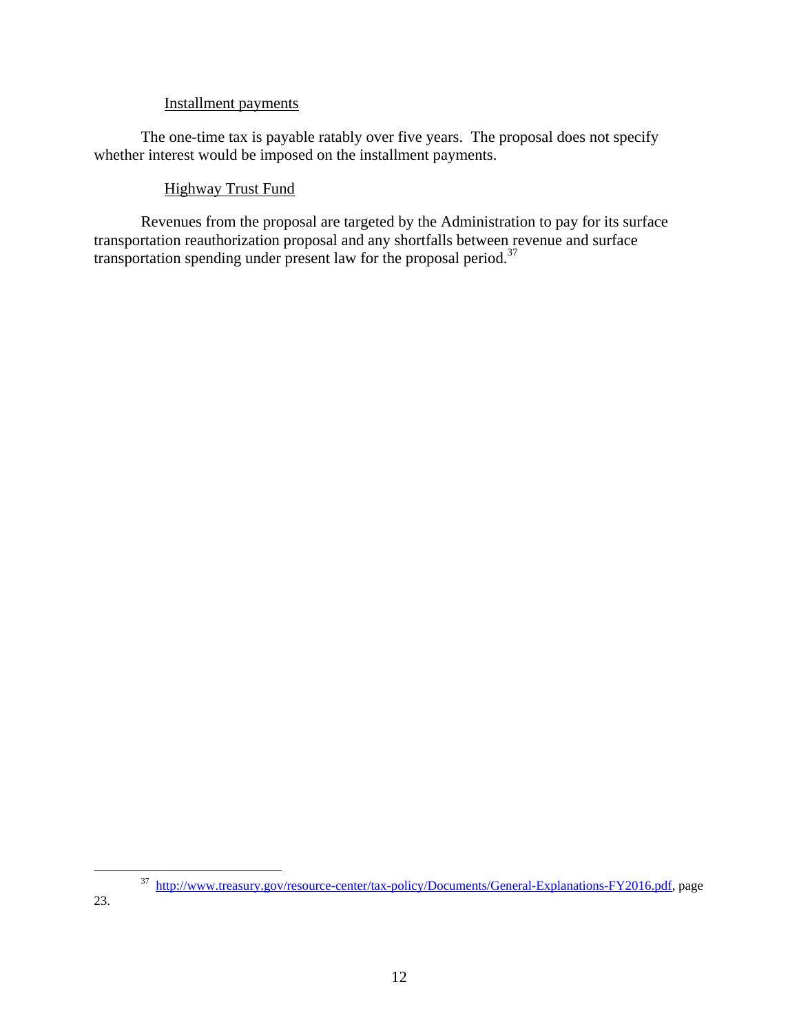Installment payments

The one-time tax is payable ratably over five years. The proposal does not specify whether interest would be imposed on the installment payments.

Highway Trust Fund

Revenues from the proposal are targeted by the Administration to pay for its surface transportation reauthorization proposal and any shortfalls between revenue and surface transportation spending under present law for the proposal period.[37]

---

[37] http://www.treasury.gov/resource-center/tax-policy/Documents/General-Explanations-FY2016.pdf, page 23.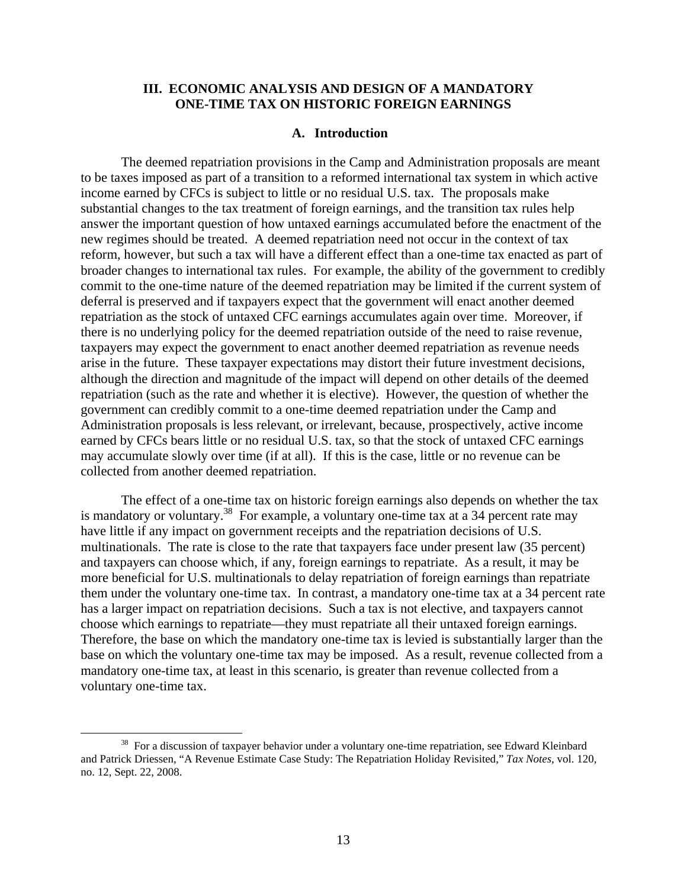## III. ECONOMIC ANALYSIS AND DESIGN OF A MANDATORY ONE-TIME TAX ON HISTORIC FOREIGN EARNINGS

### A. Introduction

The deemed repatriation provisions in the Camp and Administration proposals are meant to be taxes imposed as part of a transition to a reformed international tax system in which active income earned by CFCs is subject to little or no residual U.S. tax. The proposals make substantial changes to the tax treatment of foreign earnings, and the transition tax rules help answer the important question of how untaxed earnings accumulated before the enactment of the new regimes should be treated. A deemed repatriation need not occur in the context of tax reform, however, but such a tax will have a different effect than a one-time tax enacted as part of broader changes to international tax rules. For example, the ability of the government to credibly commit to the one-time nature of the deemed repatriation may be limited if the current system of deferral is preserved and if taxpayers expect that the government will enact another deemed repatriation as the stock of untaxed CFC earnings accumulates again over time. Moreover, if there is no underlying policy for the deemed repatriation outside of the need to raise revenue, taxpayers may expect the government to enact another deemed repatriation as revenue needs arise in the future. These taxpayer expectations may distort their future investment decisions, although the direction and magnitude of the impact will depend on other details of the deemed repatriation (such as the rate and whether it is elective). However, the question of whether the government can credibly commit to a one-time deemed repatriation under the Camp and Administration proposals is less relevant, or irrelevant, because, prospectively, active income earned by CFCs bears little or no residual U.S. tax, so that the stock of untaxed CFC earnings may accumulate slowly over time (if at all). If this is the case, little or no revenue can be collected from another deemed repatriation.

The effect of a one-time tax on historic foreign earnings also depends on whether the tax is mandatory or voluntary.[38] For example, a voluntary one-time tax at a 34 percent rate may have little if any impact on government receipts and the repatriation decisions of U.S. multinationals. The rate is close to the rate that taxpayers face under present law (35 percent) and taxpayers can choose which, if any, foreign earnings to repatriate. As a result, it may be more beneficial for U.S. multinationals to delay repatriation of foreign earnings than repatriate them under the voluntary one-time tax. In contrast, a mandatory one-time tax at a 34 percent rate has a larger impact on repatriation decisions. Such a tax is not elective, and taxpayers cannot choose which earnings to repatriate—they must repatriate all their untaxed foreign earnings. Therefore, the base on which the mandatory one-time tax is levied is substantially larger than the base on which the voluntary one-time tax may be imposed. As a result, revenue collected from a mandatory one-time tax, at least in this scenario, is greater than revenue collected from a voluntary one-time tax.

---

[38] For a discussion of taxpayer behavior under a voluntary one-time repatriation, see Edward Kleinbard and Patrick Driessen, "A Revenue Estimate Case Study: The Repatriation Holiday Revisited," *Tax Notes*, vol. 120, no. 12, Sept. 22, 2008.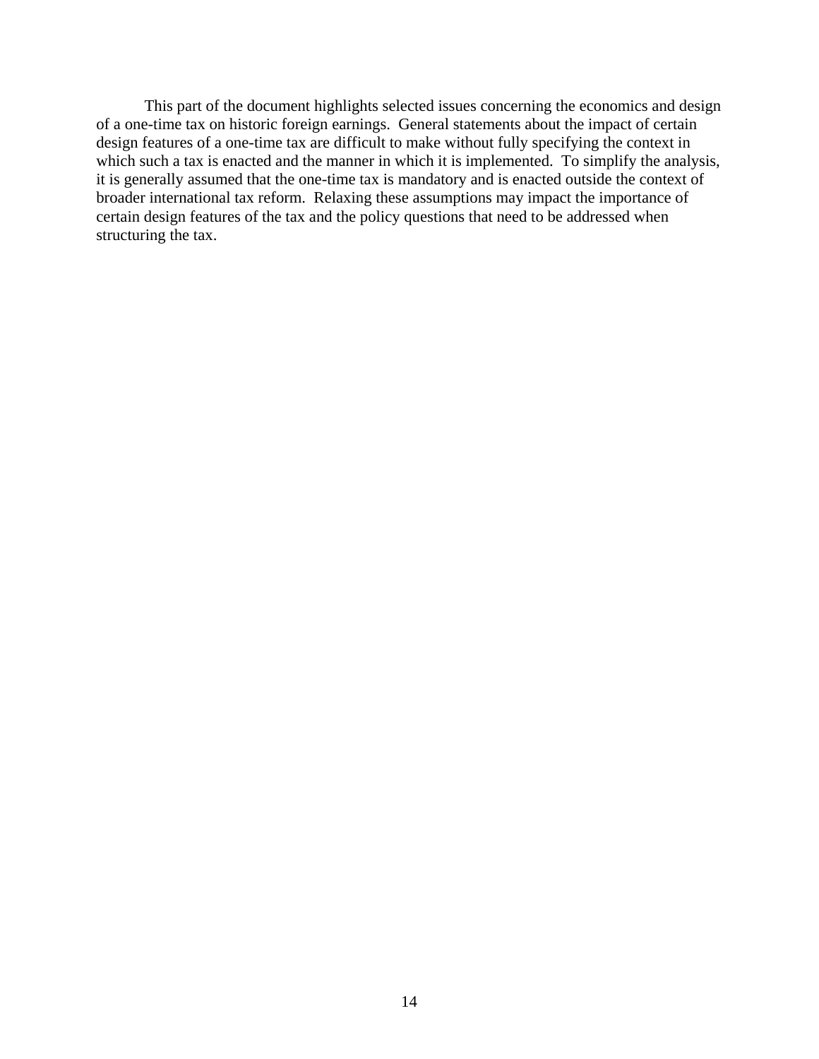This part of the document highlights selected issues concerning the economics and design of a one-time tax on historic foreign earnings. General statements about the impact of certain design features of a one-time tax are difficult to make without fully specifying the context in which such a tax is enacted and the manner in which it is implemented. To simplify the analysis, it is generally assumed that the one-time tax is mandatory and is enacted outside the context of broader international tax reform. Relaxing these assumptions may impact the importance of certain design features of the tax and the policy questions that need to be addressed when structuring the tax.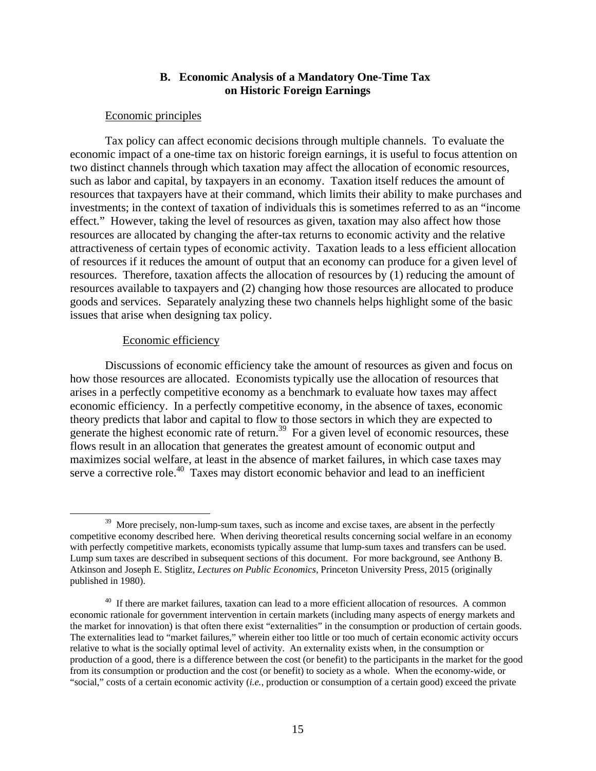## B. Economic Analysis of a Mandatory One-Time Tax on Historic Foreign Earnings

Economic principles

Tax policy can affect economic decisions through multiple channels. To evaluate the economic impact of a one-time tax on historic foreign earnings, it is useful to focus attention on two distinct channels through which taxation may affect the allocation of economic resources, such as labor and capital, by taxpayers in an economy. Taxation itself reduces the amount of resources that taxpayers have at their command, which limits their ability to make purchases and investments; in the context of taxation of individuals this is sometimes referred to as an "income effect." However, taking the level of resources as given, taxation may also affect how those resources are allocated by changing the after-tax returns to economic activity and the relative attractiveness of certain types of economic activity. Taxation leads to a less efficient allocation of resources if it reduces the amount of output that an economy can produce for a given level of resources. Therefore, taxation affects the allocation of resources by (1) reducing the amount of resources available to taxpayers and (2) changing how those resources are allocated to produce goods and services. Separately analyzing these two channels helps highlight some of the basic issues that arise when designing tax policy.

Economic efficiency

Discussions of economic efficiency take the amount of resources as given and focus on how those resources are allocated. Economists typically use the allocation of resources that arises in a perfectly competitive economy as a benchmark to evaluate how taxes may affect economic efficiency. In a perfectly competitive economy, in the absence of taxes, economic theory predicts that labor and capital to flow to those sectors in which they are expected to generate the highest economic rate of return.[39] For a given level of economic resources, these flows result in an allocation that generates the greatest amount of economic output and maximizes social welfare, at least in the absence of market failures, in which case taxes may serve a corrective role.[40] Taxes may distort economic behavior and lead to an inefficient

[39] More precisely, non-lump-sum taxes, such as income and excise taxes, are absent in the perfectly competitive economy described here. When deriving theoretical results concerning social welfare in an economy with perfectly competitive markets, economists typically assume that lump-sum taxes and transfers can be used. Lump sum taxes are described in subsequent sections of this document. For more background, see Anthony B. Atkinson and Joseph E. Stiglitz, *Lectures on Public Economics*, Princeton University Press, 2015 (originally published in 1980).

[40] If there are market failures, taxation can lead to a more efficient allocation of resources. A common economic rationale for government intervention in certain markets (including many aspects of energy markets and the market for innovation) is that often there exist "externalities" in the consumption or production of certain goods. The externalities lead to "market failures," wherein either too little or too much of certain economic activity occurs relative to what is the socially optimal level of activity. An externality exists when, in the consumption or production of a good, there is a difference between the cost (or benefit) to the participants in the market for the good from its consumption or production and the cost (or benefit) to society as a whole. When the economy-wide, or "social," costs of a certain economic activity (*i.e.*, production or consumption of a certain good) exceed the private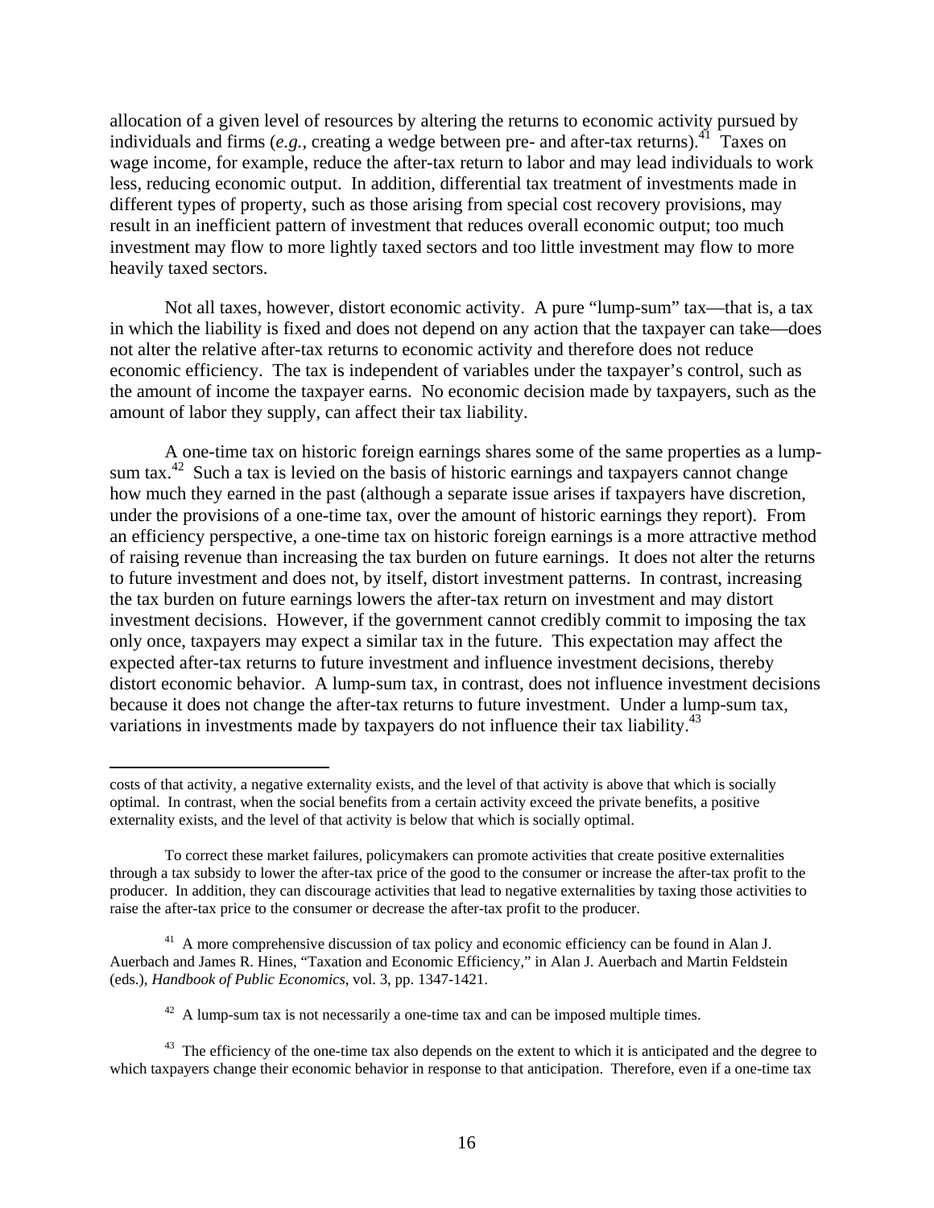allocation of a given level of resources by altering the returns to economic activity pursued by individuals and firms (*e.g.*, creating a wedge between pre- and after-tax returns).[41] Taxes on wage income, for example, reduce the after-tax return to labor and may lead individuals to work less, reducing economic output. In addition, differential tax treatment of investments made in different types of property, such as those arising from special cost recovery provisions, may result in an inefficient pattern of investment that reduces overall economic output; too much investment may flow to more lightly taxed sectors and too little investment may flow to more heavily taxed sectors.

Not all taxes, however, distort economic activity. A pure "lump-sum" tax—that is, a tax in which the liability is fixed and does not depend on any action that the taxpayer can take—does not alter the relative after-tax returns to economic activity and therefore does not reduce economic efficiency. The tax is independent of variables under the taxpayer's control, such as the amount of income the taxpayer earns. No economic decision made by taxpayers, such as the amount of labor they supply, can affect their tax liability.

A one-time tax on historic foreign earnings shares some of the same properties as a lump-sum tax.[42] Such a tax is levied on the basis of historic earnings and taxpayers cannot change how much they earned in the past (although a separate issue arises if taxpayers have discretion, under the provisions of a one-time tax, over the amount of historic earnings they report). From an efficiency perspective, a one-time tax on historic foreign earnings is a more attractive method of raising revenue than increasing the tax burden on future earnings. It does not alter the returns to future investment and does not, by itself, distort investment patterns. In contrast, increasing the tax burden on future earnings lowers the after-tax return on investment and may distort investment decisions. However, if the government cannot credibly commit to imposing the tax only once, taxpayers may expect a similar tax in the future. This expectation may affect the expected after-tax returns to future investment and influence investment decisions, thereby distort economic behavior. A lump-sum tax, in contrast, does not influence investment decisions because it does not change the after-tax returns to future investment. Under a lump-sum tax, variations in investments made by taxpayers do not influence their tax liability.[43]

---

costs of that activity, a negative externality exists, and the level of that activity is above that which is socially optimal. In contrast, when the social benefits from a certain activity exceed the private benefits, a positive externality exists, and the level of that activity is below that which is socially optimal.

To correct these market failures, policymakers can promote activities that create positive externalities through a tax subsidy to lower the after-tax price of the good to the consumer or increase the after-tax profit to the producer. In addition, they can discourage activities that lead to negative externalities by taxing those activities to raise the after-tax price to the consumer or decrease the after-tax profit to the producer.

[41] A more comprehensive discussion of tax policy and economic efficiency can be found in Alan J. Auerbach and James R. Hines, "Taxation and Economic Efficiency," in Alan J. Auerbach and Martin Feldstein (eds.), *Handbook of Public Economics*, vol. 3, pp. 1347-1421.

[42] A lump-sum tax is not necessarily a one-time tax and can be imposed multiple times.

[43] The efficiency of the one-time tax also depends on the extent to which it is anticipated and the degree to which taxpayers change their economic behavior in response to that anticipation. Therefore, even if a one-time tax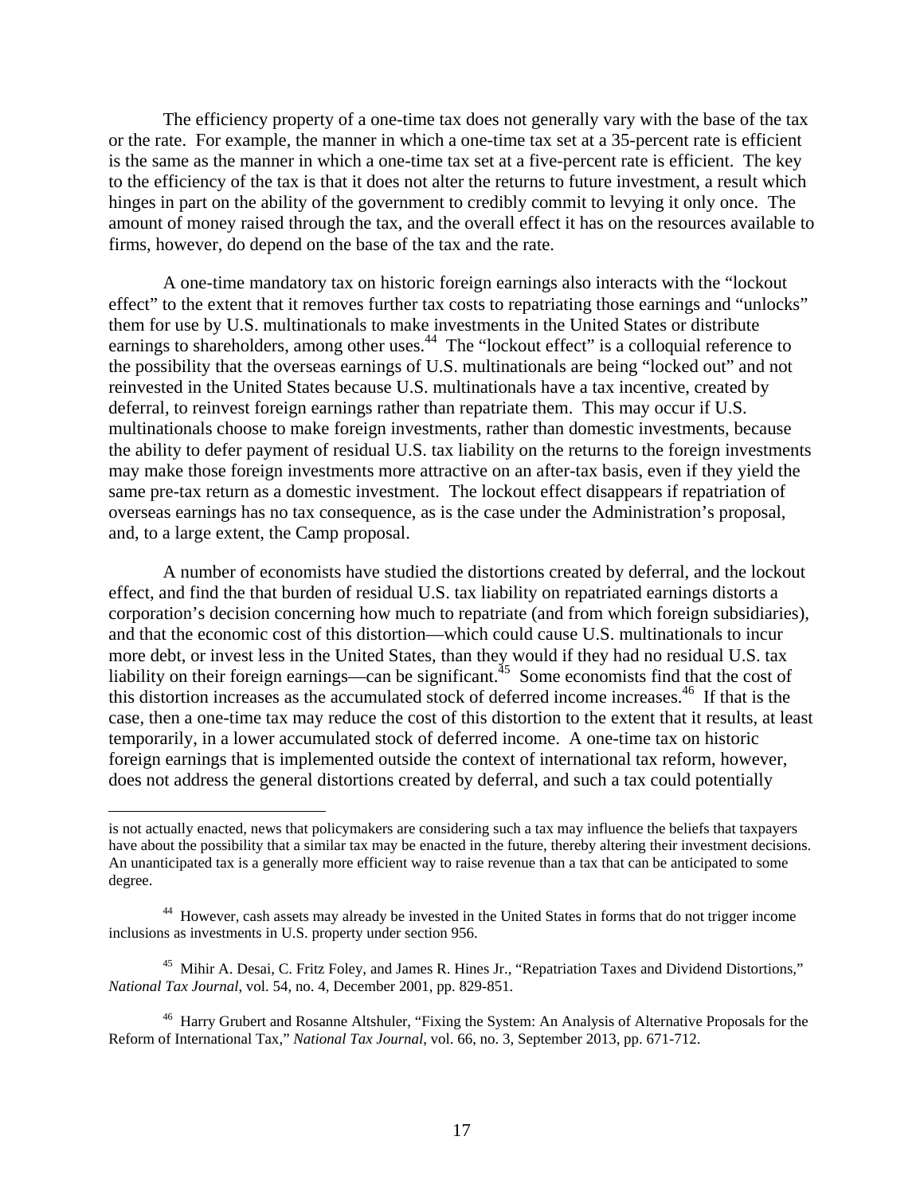The efficiency property of a one-time tax does not generally vary with the base of the tax or the rate. For example, the manner in which a one-time tax set at a 35-percent rate is efficient is the same as the manner in which a one-time tax set at a five-percent rate is efficient. The key to the efficiency of the tax is that it does not alter the returns to future investment, a result which hinges in part on the ability of the government to credibly commit to levying it only once. The amount of money raised through the tax, and the overall effect it has on the resources available to firms, however, do depend on the base of the tax and the rate.

A one-time mandatory tax on historic foreign earnings also interacts with the "lockout effect" to the extent that it removes further tax costs to repatriating those earnings and "unlocks" them for use by U.S. multinationals to make investments in the United States or distribute earnings to shareholders, among other uses.[44] The "lockout effect" is a colloquial reference to the possibility that the overseas earnings of U.S. multinationals are being "locked out" and not reinvested in the United States because U.S. multinationals have a tax incentive, created by deferral, to reinvest foreign earnings rather than repatriate them. This may occur if U.S. multinationals choose to make foreign investments, rather than domestic investments, because the ability to defer payment of residual U.S. tax liability on the returns to the foreign investments may make those foreign investments more attractive on an after-tax basis, even if they yield the same pre-tax return as a domestic investment. The lockout effect disappears if repatriation of overseas earnings has no tax consequence, as is the case under the Administration's proposal, and, to a large extent, the Camp proposal.

A number of economists have studied the distortions created by deferral, and the lockout effect, and find the that burden of residual U.S. tax liability on repatriated earnings distorts a corporation's decision concerning how much to repatriate (and from which foreign subsidiaries), and that the economic cost of this distortion—which could cause U.S. multinationals to incur more debt, or invest less in the United States, than they would if they had no residual U.S. tax liability on their foreign earnings—can be significant.[45] Some economists find that the cost of this distortion increases as the accumulated stock of deferred income increases.[46] If that is the case, then a one-time tax may reduce the cost of this distortion to the extent that it results, at least temporarily, in a lower accumulated stock of deferred income. A one-time tax on historic foreign earnings that is implemented outside the context of international tax reform, however, does not address the general distortions created by deferral, and such a tax could potentially

---

is not actually enacted, news that policymakers are considering such a tax may influence the beliefs that taxpayers have about the possibility that a similar tax may be enacted in the future, thereby altering their investment decisions. An unanticipated tax is a generally more efficient way to raise revenue than a tax that can be anticipated to some degree.

[44] However, cash assets may already be invested in the United States in forms that do not trigger income inclusions as investments in U.S. property under section 956.

[45] Mihir A. Desai, C. Fritz Foley, and James R. Hines Jr., "Repatriation Taxes and Dividend Distortions," *National Tax Journal*, vol. 54, no. 4, December 2001, pp. 829-851.

[46] Harry Grubert and Rosanne Altshuler, "Fixing the System: An Analysis of Alternative Proposals for the Reform of International Tax," *National Tax Journal*, vol. 66, no. 3, September 2013, pp. 671-712.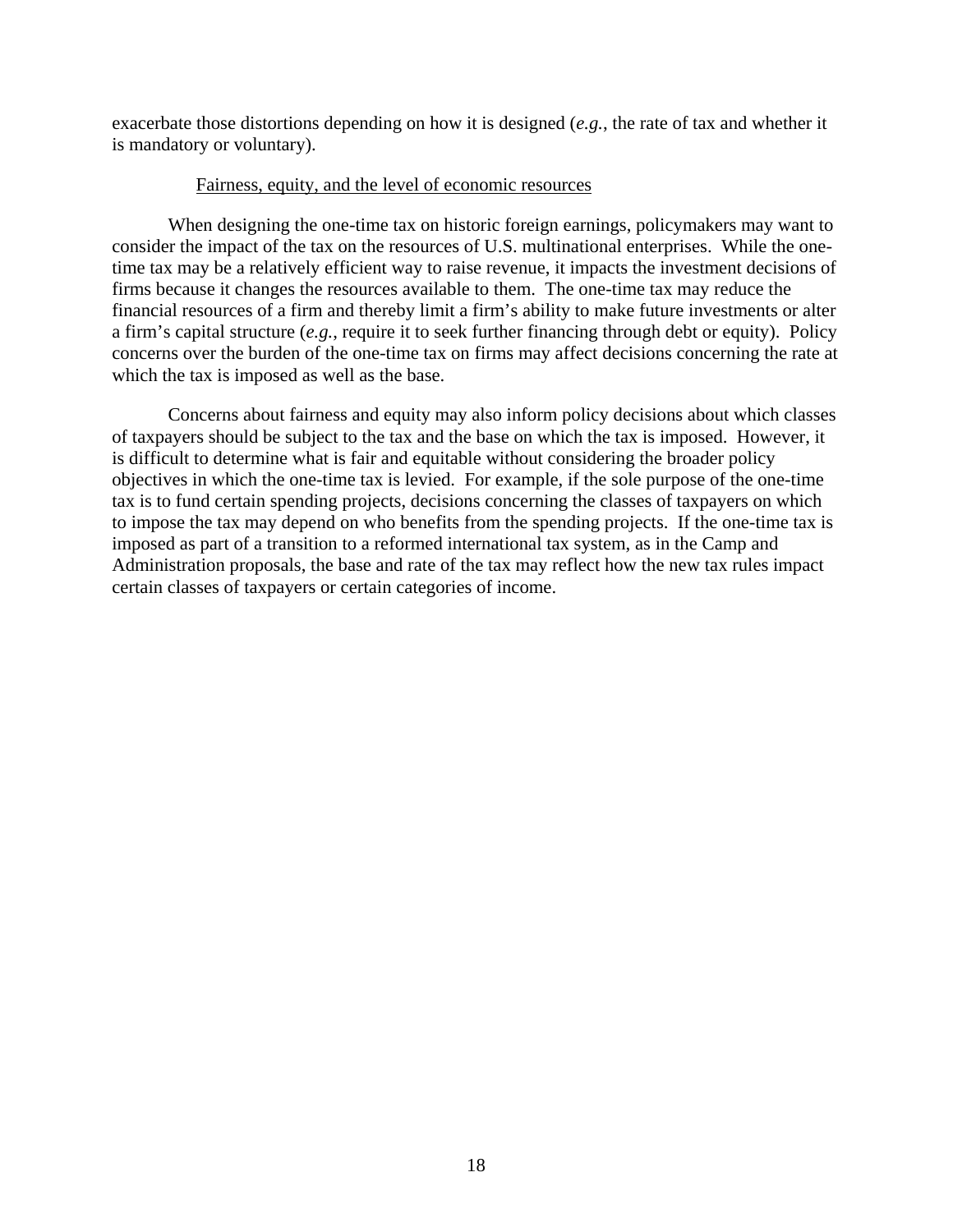exacerbate those distortions depending on how it is designed (*e.g.*, the rate of tax and whether it is mandatory or voluntary).

Fairness, equity, and the level of economic resources

When designing the one-time tax on historic foreign earnings, policymakers may want to consider the impact of the tax on the resources of U.S. multinational enterprises. While the one-time tax may be a relatively efficient way to raise revenue, it impacts the investment decisions of firms because it changes the resources available to them. The one-time tax may reduce the financial resources of a firm and thereby limit a firm's ability to make future investments or alter a firm's capital structure (*e.g.*, require it to seek further financing through debt or equity). Policy concerns over the burden of the one-time tax on firms may affect decisions concerning the rate at which the tax is imposed as well as the base.

Concerns about fairness and equity may also inform policy decisions about which classes of taxpayers should be subject to the tax and the base on which the tax is imposed. However, it is difficult to determine what is fair and equitable without considering the broader policy objectives in which the one-time tax is levied. For example, if the sole purpose of the one-time tax is to fund certain spending projects, decisions concerning the classes of taxpayers on which to impose the tax may depend on who benefits from the spending projects. If the one-time tax is imposed as part of a transition to a reformed international tax system, as in the Camp and Administration proposals, the base and rate of the tax may reflect how the new tax rules impact certain classes of taxpayers or certain categories of income.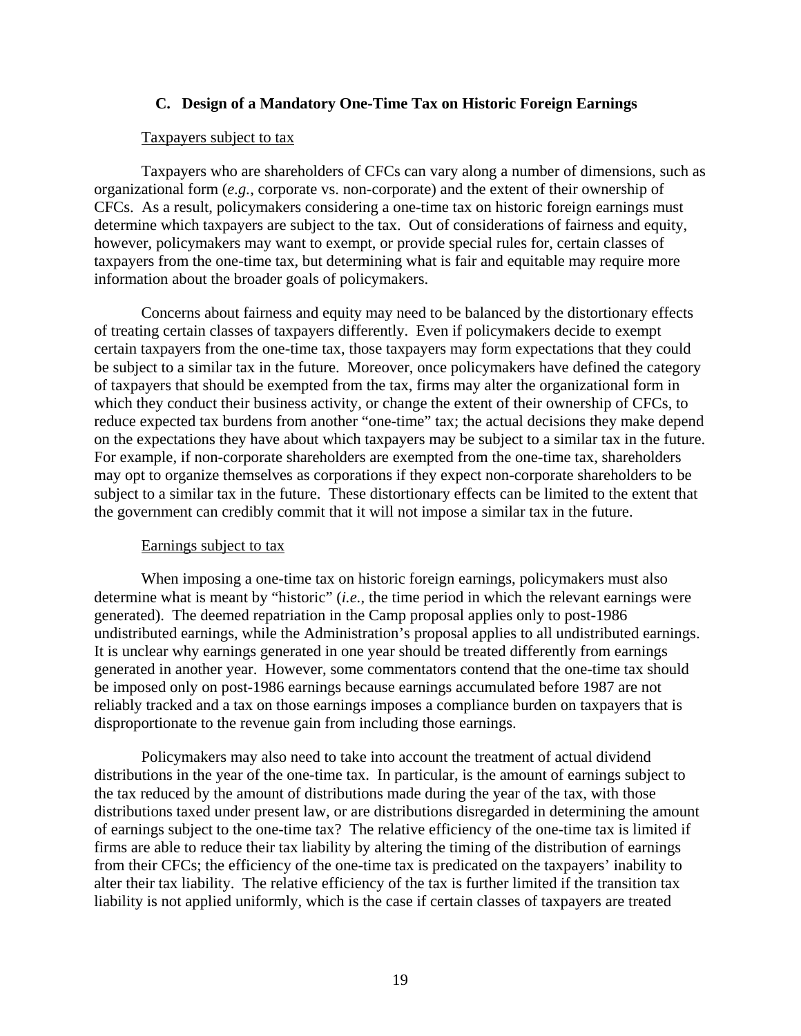### C. Design of a Mandatory One-Time Tax on Historic Foreign Earnings

Taxpayers subject to tax

Taxpayers who are shareholders of CFCs can vary along a number of dimensions, such as organizational form (*e.g.*, corporate vs. non-corporate) and the extent of their ownership of CFCs. As a result, policymakers considering a one-time tax on historic foreign earnings must determine which taxpayers are subject to the tax. Out of considerations of fairness and equity, however, policymakers may want to exempt, or provide special rules for, certain classes of taxpayers from the one-time tax, but determining what is fair and equitable may require more information about the broader goals of policymakers.

Concerns about fairness and equity may need to be balanced by the distortionary effects of treating certain classes of taxpayers differently. Even if policymakers decide to exempt certain taxpayers from the one-time tax, those taxpayers may form expectations that they could be subject to a similar tax in the future. Moreover, once policymakers have defined the category of taxpayers that should be exempted from the tax, firms may alter the organizational form in which they conduct their business activity, or change the extent of their ownership of CFCs, to reduce expected tax burdens from another "one-time" tax; the actual decisions they make depend on the expectations they have about which taxpayers may be subject to a similar tax in the future. For example, if non-corporate shareholders are exempted from the one-time tax, shareholders may opt to organize themselves as corporations if they expect non-corporate shareholders to be subject to a similar tax in the future. These distortionary effects can be limited to the extent that the government can credibly commit that it will not impose a similar tax in the future.

Earnings subject to tax

When imposing a one-time tax on historic foreign earnings, policymakers must also determine what is meant by "historic" (*i.e.*, the time period in which the relevant earnings were generated). The deemed repatriation in the Camp proposal applies only to post-1986 undistributed earnings, while the Administration's proposal applies to all undistributed earnings. It is unclear why earnings generated in one year should be treated differently from earnings generated in another year. However, some commentators contend that the one-time tax should be imposed only on post-1986 earnings because earnings accumulated before 1987 are not reliably tracked and a tax on those earnings imposes a compliance burden on taxpayers that is disproportionate to the revenue gain from including those earnings.

Policymakers may also need to take into account the treatment of actual dividend distributions in the year of the one-time tax. In particular, is the amount of earnings subject to the tax reduced by the amount of distributions made during the year of the tax, with those distributions taxed under present law, or are distributions disregarded in determining the amount of earnings subject to the one-time tax? The relative efficiency of the one-time tax is limited if firms are able to reduce their tax liability by altering the timing of the distribution of earnings from their CFCs; the efficiency of the one-time tax is predicated on the taxpayers' inability to alter their tax liability. The relative efficiency of the tax is further limited if the transition tax liability is not applied uniformly, which is the case if certain classes of taxpayers are treated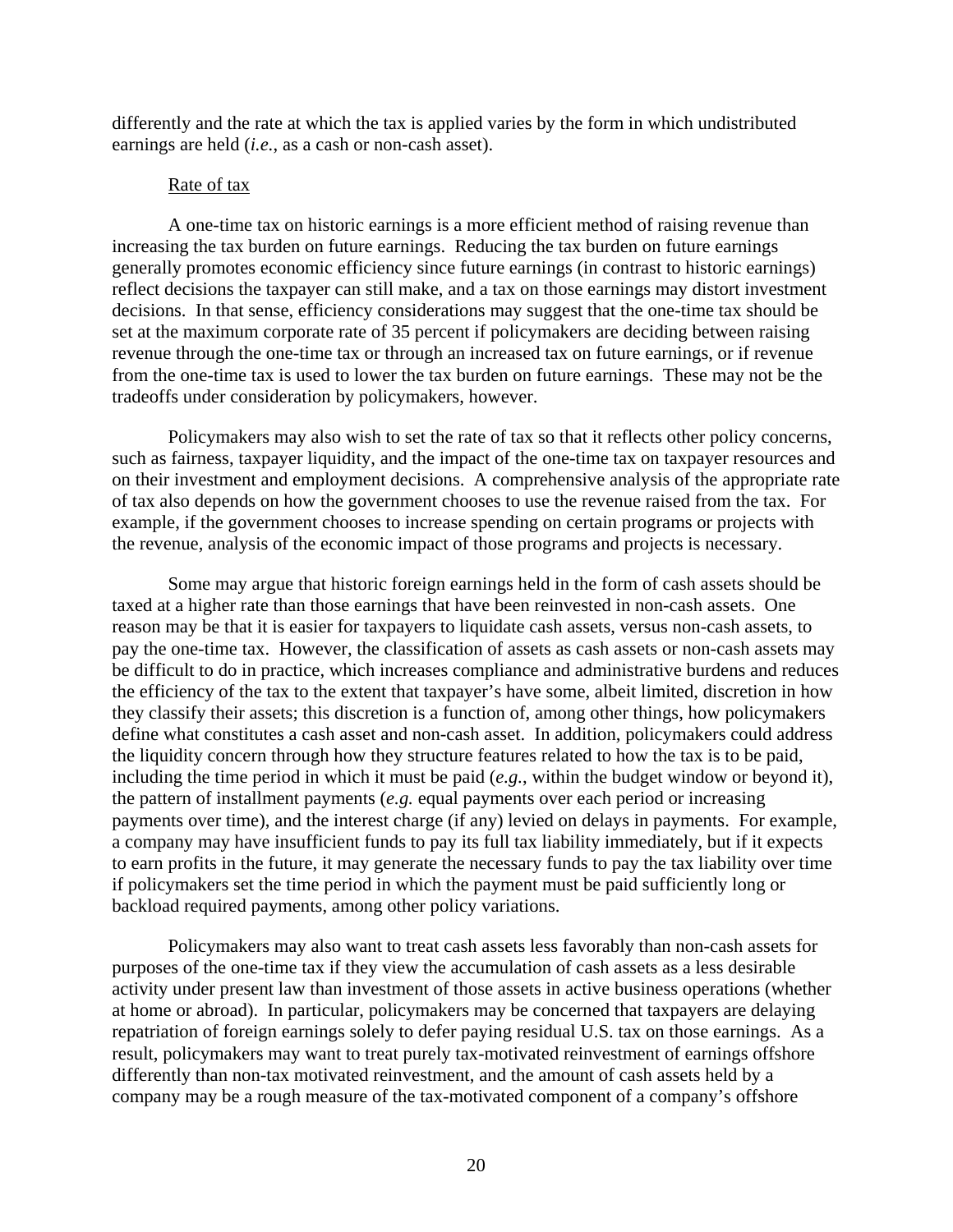differently and the rate at which the tax is applied varies by the form in which undistributed earnings are held (*i.e.*, as a cash or non-cash asset).

Rate of tax

A one-time tax on historic earnings is a more efficient method of raising revenue than increasing the tax burden on future earnings. Reducing the tax burden on future earnings generally promotes economic efficiency since future earnings (in contrast to historic earnings) reflect decisions the taxpayer can still make, and a tax on those earnings may distort investment decisions. In that sense, efficiency considerations may suggest that the one-time tax should be set at the maximum corporate rate of 35 percent if policymakers are deciding between raising revenue through the one-time tax or through an increased tax on future earnings, or if revenue from the one-time tax is used to lower the tax burden on future earnings. These may not be the tradeoffs under consideration by policymakers, however.

Policymakers may also wish to set the rate of tax so that it reflects other policy concerns, such as fairness, taxpayer liquidity, and the impact of the one-time tax on taxpayer resources and on their investment and employment decisions. A comprehensive analysis of the appropriate rate of tax also depends on how the government chooses to use the revenue raised from the tax. For example, if the government chooses to increase spending on certain programs or projects with the revenue, analysis of the economic impact of those programs and projects is necessary.

Some may argue that historic foreign earnings held in the form of cash assets should be taxed at a higher rate than those earnings that have been reinvested in non-cash assets. One reason may be that it is easier for taxpayers to liquidate cash assets, versus non-cash assets, to pay the one-time tax. However, the classification of assets as cash assets or non-cash assets may be difficult to do in practice, which increases compliance and administrative burdens and reduces the efficiency of the tax to the extent that taxpayer's have some, albeit limited, discretion in how they classify their assets; this discretion is a function of, among other things, how policymakers define what constitutes a cash asset and non-cash asset. In addition, policymakers could address the liquidity concern through how they structure features related to how the tax is to be paid, including the time period in which it must be paid (*e.g.*, within the budget window or beyond it), the pattern of installment payments (*e.g.* equal payments over each period or increasing payments over time), and the interest charge (if any) levied on delays in payments. For example, a company may have insufficient funds to pay its full tax liability immediately, but if it expects to earn profits in the future, it may generate the necessary funds to pay the tax liability over time if policymakers set the time period in which the payment must be paid sufficiently long or backload required payments, among other policy variations.

Policymakers may also want to treat cash assets less favorably than non-cash assets for purposes of the one-time tax if they view the accumulation of cash assets as a less desirable activity under present law than investment of those assets in active business operations (whether at home or abroad). In particular, policymakers may be concerned that taxpayers are delaying repatriation of foreign earnings solely to defer paying residual U.S. tax on those earnings. As a result, policymakers may want to treat purely tax-motivated reinvestment of earnings offshore differently than non-tax motivated reinvestment, and the amount of cash assets held by a company may be a rough measure of the tax-motivated component of a company's offshore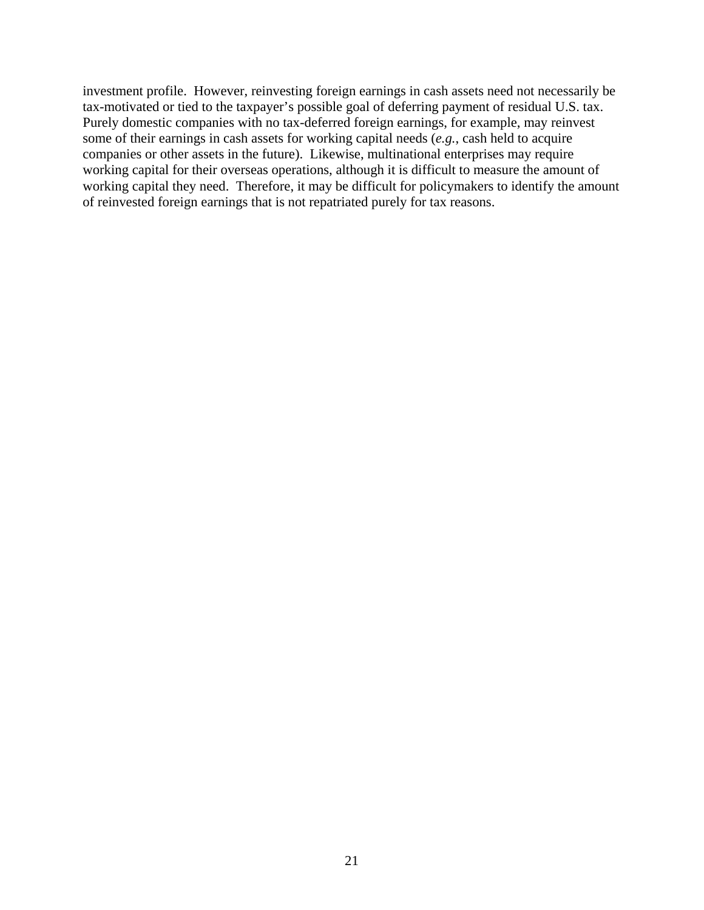investment profile. However, reinvesting foreign earnings in cash assets need not necessarily be tax-motivated or tied to the taxpayer's possible goal of deferring payment of residual U.S. tax. Purely domestic companies with no tax-deferred foreign earnings, for example, may reinvest some of their earnings in cash assets for working capital needs (*e.g.*, cash held to acquire companies or other assets in the future). Likewise, multinational enterprises may require working capital for their overseas operations, although it is difficult to measure the amount of working capital they need. Therefore, it may be difficult for policymakers to identify the amount of reinvested foreign earnings that is not repatriated purely for tax reasons.